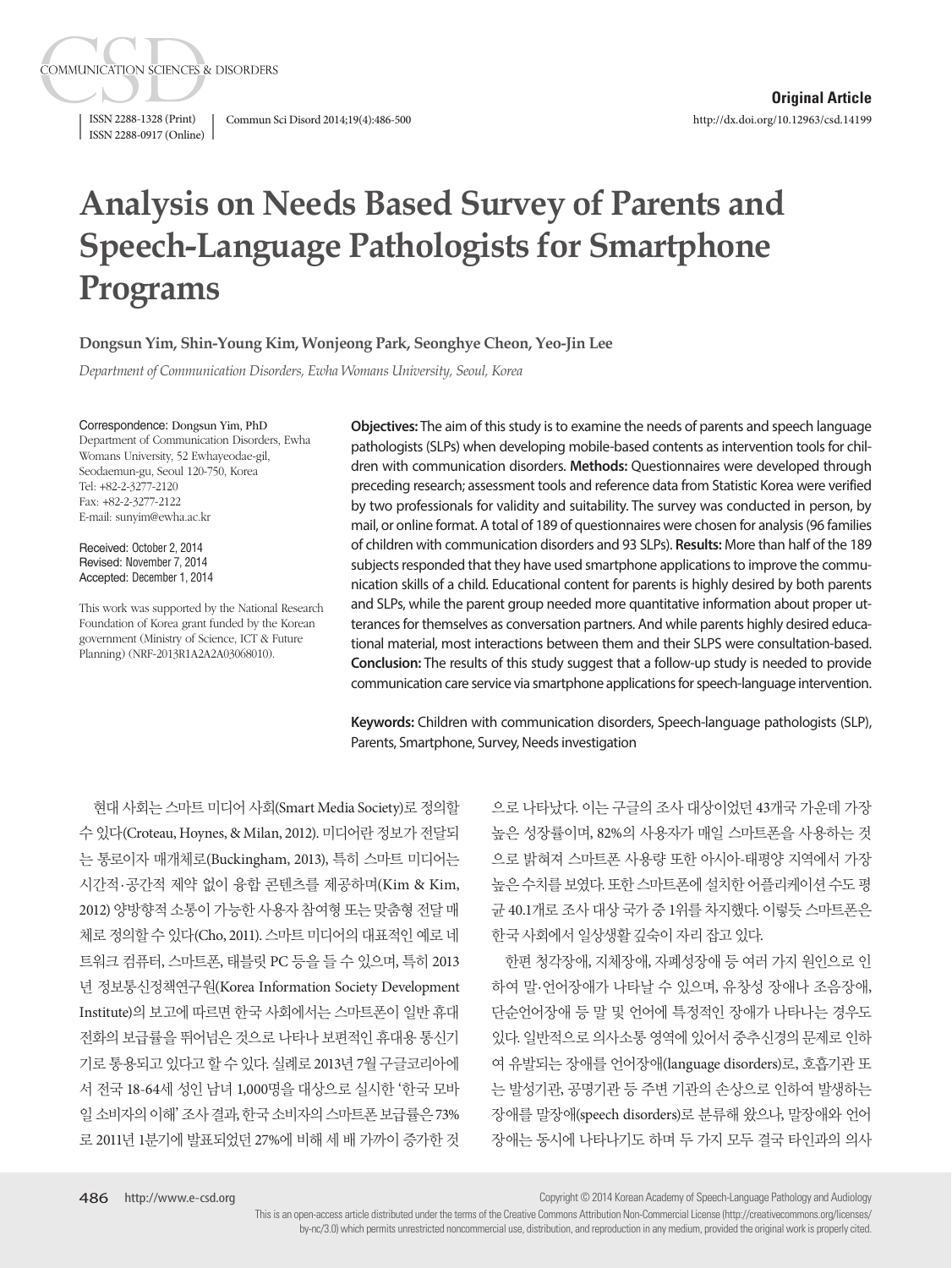**Original Article**

# Analysis on Needs Based Survey of Parents and Speech-Language Pathologists for Smartphone Programs

**Dongsun Yim, Shin-Young Kim, Wonjeong Park, Seonghye Cheon, Yeo-Jin Lee**

*Department of Communication Disorders, Ewha Womans University, Seoul, Korea*

Correspondence: Dongsun Yim, PhD
Department of Communication Disorders, Ewha Womans University, 52 Ewhayeodae-gil, Seodaemun-gu, Seoul 120-750, Korea
Tel: +82-2-3277-2120
Fax: +82-2-3277-2122
E-mail: sunyim@ewha.ac.kr

Received: October 2, 2014
Revised: November 7, 2014
Accepted: December 1, 2014

This work was supported by the National Research Foundation of Korea grant funded by the Korean government (Ministry of Science, ICT & Future Planning) (NRF-2013R1A2A2A03068010).

**Objectives:** The aim of this study is to examine the needs of parents and speech language pathologists (SLPs) when developing mobile-based contents as intervention tools for children with communication disorders. **Methods:** Questionnaires were developed through preceding research; assessment tools and reference data from Statistic Korea were verified by two professionals for validity and suitability. The survey was conducted in person, by mail, or online format. A total of 189 of questionnaires were chosen for analysis (96 families of children with communication disorders and 93 SLPs). **Results:** More than half of the 189 subjects responded that they have used smartphone applications to improve the communication skills of a child. Educational content for parents is highly desired by both parents and SLPs, while the parent group needed more quantitative information about proper utterances for themselves as conversation partners. And while parents highly desired educational material, most interactions between them and their SLPS were consultation-based. **Conclusion:** The results of this study suggest that a follow-up study is needed to provide communication care service via smartphone applications for speech-language intervention.

**Keywords:** Children with communication disorders, Speech-language pathologists (SLP), Parents, Smartphone, Survey, Needs investigation

현대 사회는 스마트 미디어 사회(Smart Media Society)로 정의할 수 있다(Croteau, Hoynes, & Milan, 2012). 미디어란 정보가 전달되는 통로이자 매개체로(Buckingham, 2013), 특히 스마트 미디어는 시간적·공간적 제약 없이 융합 콘텐츠를 제공하며(Kim & Kim, 2012) 양방향적 소통이 가능한 사용자 참여형 또는 맞춤형 전달 매체로 정의할 수 있다(Cho, 2011). 스마트 미디어의 대표적인 예로 네트워크 컴퓨터, 스마트폰, 태블릿 PC 등을 들 수 있으며, 특히 2013년 정보통신정책연구원(Korea Information Society Development Institute)의 보고에 따르면 한국 사회에서는 스마트폰이 일반 휴대전화의 보급률을 뛰어넘은 것으로 나타나 보편적인 휴대용 통신기기로 통용되고 있다고 할 수 있다. 실례로 2013년 7월 구글코리아에서 전국 18-64세 성인 남녀 1,000명을 대상으로 실시한 '한국 모바일 소비자의 이해' 조사 결과, 한국 소비자의 스마트폰 보급률은 73%로 2011년 1분기에 발표되었던 27%에 비해 세 배 가까이 증가한 것으로 나타났다. 이는 구글의 조사 대상이었던 43개국 가운데 가장 높은 성장률이며, 82%의 사용자가 매일 스마트폰을 사용하는 것으로 밝혀져 스마트폰 사용량 또한 아시아-태평양 지역에서 가장 높은 수치를 보였다. 또한 스마트폰에 설치한 어플리케이션 수도 평균 40.1개로 조사 대상 국가 중 1위를 차지했다. 이렇듯 스마트폰은 한국 사회에서 일상생활 깊숙이 자리 잡고 있다.

한편 청각장애, 지체장애, 자폐성장애 등 여러 가지 원인으로 인하여 말·언어장애가 나타날 수 있으며, 유창성 장애나 조음장애, 단순언어장애 등 말 및 언어에 특정적인 장애가 나타나는 경우도 있다. 일반적으로 의사소통 영역에 있어서 중추신경의 문제로 인하여 유발되는 장애를 언어장애(language disorders)로, 호흡기관 또는 발성기관, 공명기관 등 주변 기관의 손상으로 인하여 발생하는 장애를 말장애(speech disorders)로 분류해 왔으나, 말장애와 언어장애는 동시에 나타나기도 하며 두 가지 모두 결국 타인과의 의사

Copyright © 2014 Korean Academy of Speech-Language Pathology and Audiology

This is an open-access article distributed under the terms of the Creative Commons Attribution Non-Commercial License (http://creativecommons.org/licenses/by-nc/3.0) which permits unrestricted noncommercial use, distribution, and reproduction in any medium, provided the original work is properly cited.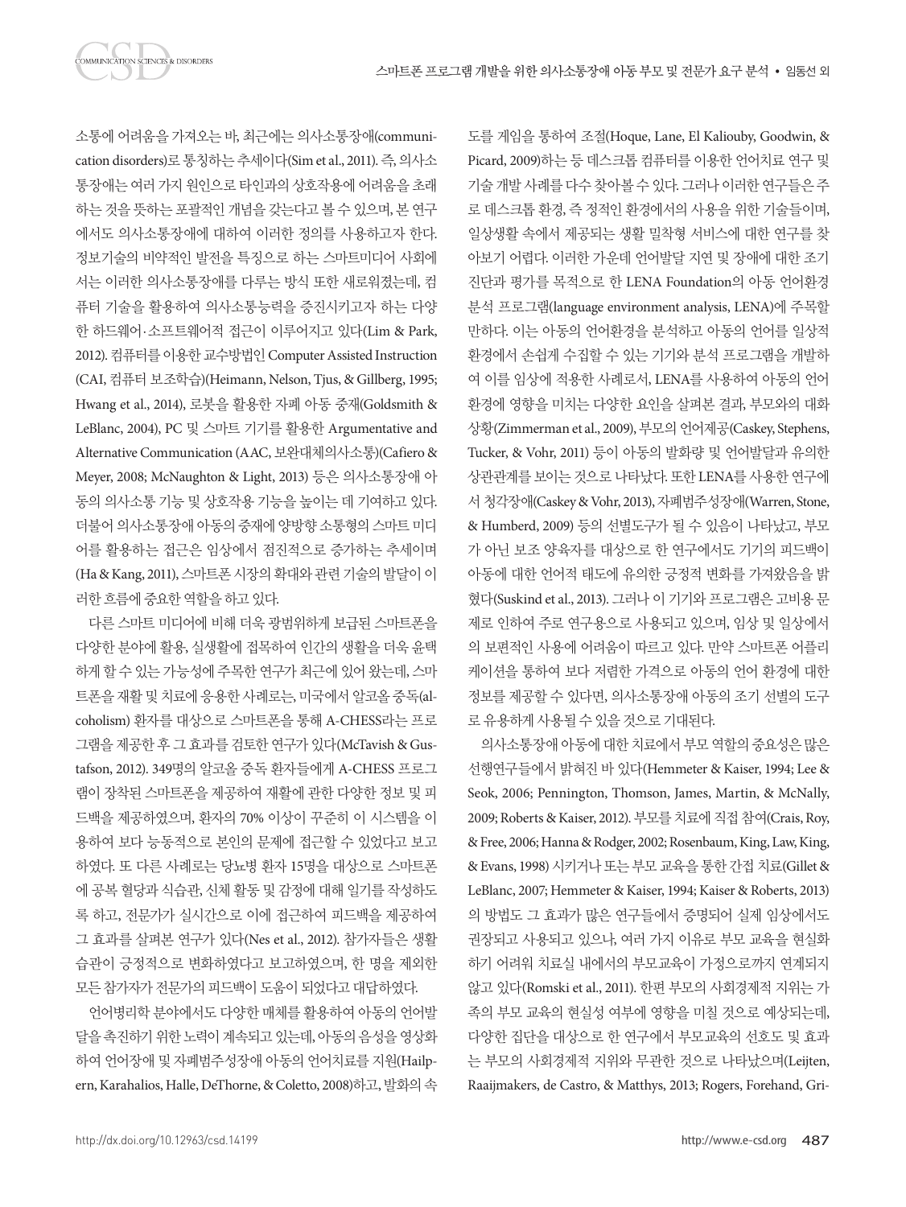소통에 어려움을 가져오는 바, 최근에는 의사소통장애(communication disorders)로 통칭하는 추세이다(Sim et al., 2011). 즉, 의사소통장애는 여러 가지 원인으로 타인과의 상호작용에 어려움을 초래하는 것을 뜻하는 포괄적인 개념을 갖는다고 볼 수 있으며, 본 연구에서도 의사소통장애에 대하여 이러한 정의를 사용하고자 한다. 정보기술의 비약적인 발전을 특징으로 하는 스마트미디어 사회에서는 이러한 의사소통장애를 다루는 방식 또한 새로워졌는데, 컴퓨터 기술을 활용하여 의사소통능력을 증진시키고자 하는 다양한 하드웨어·소프트웨어적 접근이 이루어지고 있다(Lim & Park, 2012). 컴퓨터를 이용한 교수방법인 Computer Assisted Instruction (CAI, 컴퓨터 보조학습)(Heimann, Nelson, Tjus, & Gillberg, 1995; Hwang et al., 2014), 로봇을 활용한 자폐 아동 중재(Goldsmith & LeBlanc, 2004), PC 및 스마트 기기를 활용한 Argumentative and Alternative Communication (AAC, 보완대체의사소통)(Cafiero & Meyer, 2008; McNaughton & Light, 2013) 등은 의사소통장애 아동의 의사소통 기능 및 상호작용 기능을 높이는 데 기여하고 있다. 더불어 의사소통장애 아동의 중재에 양방향 소통형의 스마트 미디어를 활용하는 접근은 임상에서 점진적으로 증가하는 추세이며(Ha & Kang, 2011), 스마트폰 시장의 확대와 관련 기술의 발달이 이러한 흐름에 중요한 역할을 하고 있다.

다른 스마트 미디어에 비해 더욱 광범위하게 보급된 스마트폰을 다양한 분야에 활용, 실생활에 접목하여 인간의 생활을 더욱 윤택하게 할 수 있는 가능성에 주목한 연구가 최근에 있어 왔는데, 스마트폰을 재활 및 치료에 응용한 사례로는, 미국에서 알코올 중독(alcoholism) 환자를 대상으로 스마트폰을 통해 A-CHESS라는 프로그램을 제공한 후 그 효과를 검토한 연구가 있다(McTavish & Gustafson, 2012). 349명의 알코올 중독 환자들에게 A-CHESS 프로그램이 장착된 스마트폰을 제공하여 재활에 관한 다양한 정보 및 피드백을 제공하였으며, 환자의 70% 이상이 꾸준히 이 시스템을 이용하여 보다 능동적으로 본인의 문제에 접근할 수 있었다고 보고하였다. 또 다른 사례로는 당뇨병 환자 15명을 대상으로 스마트폰에 공복 혈당과 식습관, 신체 활동 및 감정에 대해 일기를 작성하도록 하고, 전문가가 실시간으로 이에 접근하여 피드백을 제공하여 그 효과를 살펴본 연구가 있다(Nes et al., 2012). 참가자들은 생활습관이 긍정적으로 변화하였다고 보고하였으며, 한 명을 제외한 모든 참가자가 전문가의 피드백이 도움이 되었다고 대답하였다.

언어병리학 분야에서도 다양한 매체를 활용하여 아동의 언어발달을 촉진하기 위한 노력이 계속되고 있는데, 아동의 음성을 영상화하여 언어장애 및 자폐범주성장애 아동의 언어치료를 지원(Hailpern, Karahalios, Halle, DeThorne, & Coletto, 2008)하고, 발화의 속도를 게임을 통하여 조절(Hoque, Lane, El Kaliouby, Goodwin, & Picard, 2009)하는 등 데스크톱 컴퓨터를 이용한 언어치료 연구 및 기술 개발 사례를 다수 찾아볼 수 있다. 그러나 이러한 연구들은 주로 데스크톱 환경, 즉 정적인 환경에서의 사용을 위한 기술들이며, 일상생활 속에서 제공되는 생활 밀착형 서비스에 대한 연구를 찾아보기 어렵다. 이러한 가운데 언어발달 지연 및 장애에 대한 조기진단과 평가를 목적으로 한 LENA Foundation의 아동 언어환경 분석 프로그램(language environment analysis, LENA)에 주목할 만하다. 이는 아동의 언어환경을 분석하고 아동의 언어를 일상적 환경에서 손쉽게 수집할 수 있는 기기와 분석 프로그램을 개발하여 이를 임상에 적용한 사례로서, LENA를 사용하여 아동의 언어환경에 영향을 미치는 다양한 요인을 살펴본 결과, 부모와의 대화상황(Zimmerman et al., 2009), 부모의 언어제공(Caskey, Stephens, Tucker, & Vohr, 2011) 등이 아동의 발화량 및 언어발달과 유의한 상관관계를 보이는 것으로 나타났다. 또한 LENA를 사용한 연구에서 청각장애(Caskey & Vohr, 2013), 자폐범주성장애(Warren, Stone, & Humberd, 2009) 등의 선별도구가 될 수 있음이 나타났고, 부모가 아닌 보조 양육자를 대상으로 한 연구에서도 기기의 피드백이 아동에 대한 언어적 태도에 유의한 긍정적 변화를 가져왔음을 밝혔다(Suskind et al., 2013). 그러나 이 기기와 프로그램은 고비용 문제로 인하여 주로 연구용으로 사용되고 있으며, 임상 및 일상에서의 보편적인 사용에 어려움이 따르고 있다. 만약 스마트폰 어플리케이션을 통하여 보다 저렴한 가격으로 아동의 언어 환경에 대한 정보를 제공할 수 있다면, 의사소통장애 아동의 조기 선별의 도구로 유용하게 사용될 수 있을 것으로 기대된다.

의사소통장애 아동에 대한 치료에서 부모 역할의 중요성은 많은 선행연구들에서 밝혀진 바 있다(Hemmeter & Kaiser, 1994; Lee & Seok, 2006; Pennington, Thomson, James, Martin, & McNally, 2009; Roberts & Kaiser, 2012). 부모를 치료에 직접 참여(Crais, Roy, & Free, 2006; Hanna & Rodger, 2002; Rosenbaum, King, Law, King, & Evans, 1998) 시키거나 또는 부모 교육을 통한 간접 치료(Gillet & LeBlanc, 2007; Hemmeter & Kaiser, 1994; Kaiser & Roberts, 2013)의 방법도 그 효과가 많은 연구들에서 증명되어 실제 임상에서도 권장되고 사용되고 있으나, 여러 가지 이유로 부모 교육을 현실화하기 어려워 치료실 내에서의 부모교육이 가정으로까지 연계되지 않고 있다(Romski et al., 2011). 한편 부모의 사회경제적 지위는 가족의 부모 교육의 현실성 여부에 영향을 미칠 것으로 예상되는데, 다양한 집단을 대상으로 한 연구에서 부모교육의 선호도 및 효과는 부모의 사회경제적 지위와 무관한 것으로 나타났으며(Leijten, Raaijmakers, de Castro, & Matthys, 2013; Rogers, Forehand, Gri-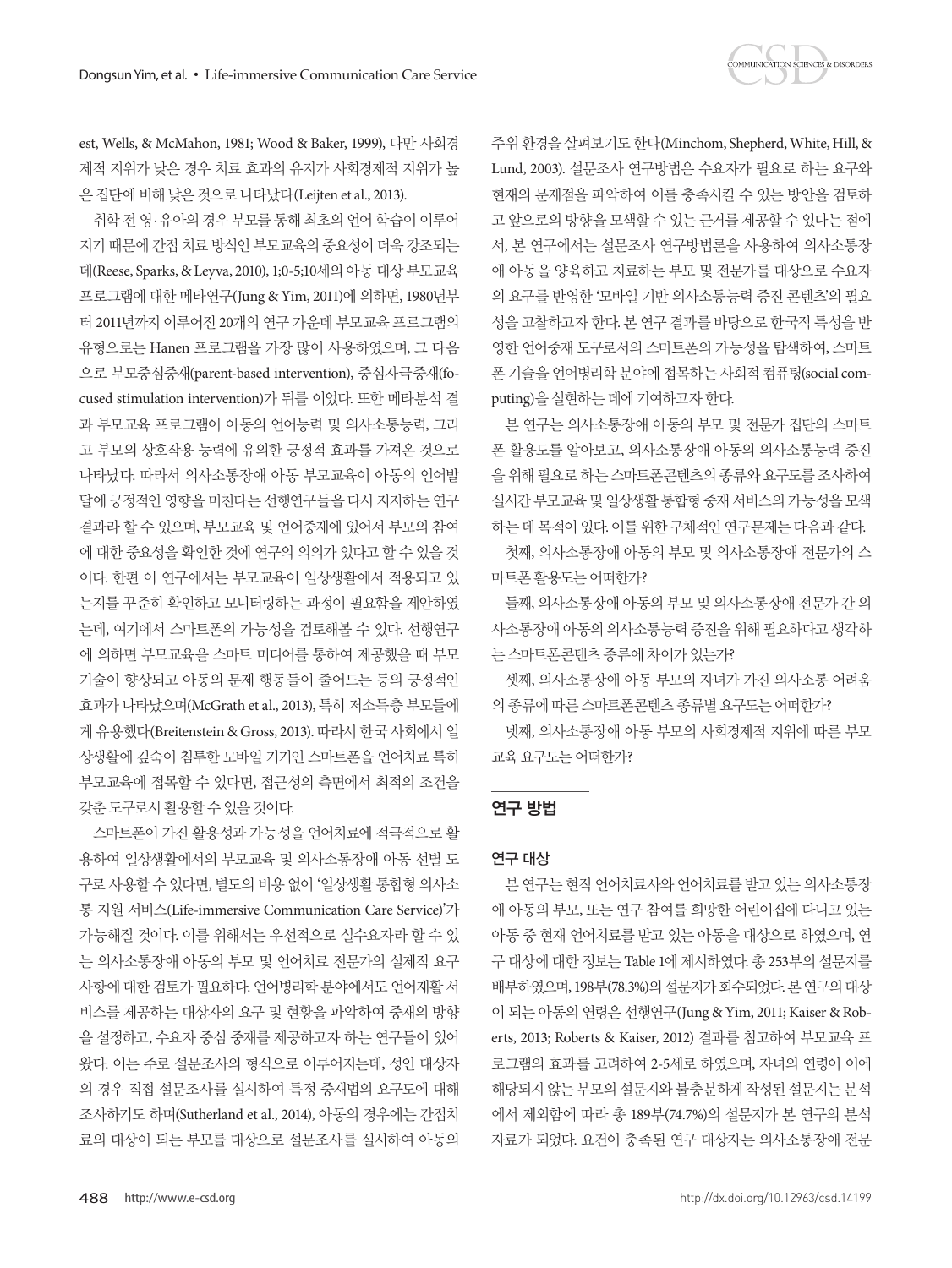est, Wells, & McMahon, 1981; Wood & Baker, 1999), 다만 사회경제적 지위가 낮은 경우 치료 효과의 유지가 사회경제적 지위가 높은 집단에 비해 낮은 것으로 나타났다(Leijten et al., 2013).

취학 전 영·유아의 경우 부모를 통해 최초의 언어 학습이 이루어지기 때문에 간접 치료 방식인 부모교육의 중요성이 더욱 강조되는데(Reese, Sparks, & Leyva, 2010), 1;0-5;10세의 아동 대상 부모교육 프로그램에 대한 메타연구(Jung & Yim, 2011)에 의하면, 1980년부터 2011년까지 이루어진 20개의 연구 가운데 부모교육 프로그램의 유형으로는 Hanen 프로그램을 가장 많이 사용하였으며, 그 다음으로 부모중심중재(parent-based intervention), 중심자극중재(focused stimulation intervention)가 뒤를 이었다. 또한 메타분석 결과 부모교육 프로그램이 아동의 언어능력 및 의사소통능력, 그리고 부모의 상호작용 능력에 유의한 긍정적 효과를 가져온 것으로 나타났다. 따라서 의사소통장애 아동 부모교육이 아동의 언어발달에 긍정적인 영향을 미친다는 선행연구들을 다시 지지하는 연구 결과라 할 수 있으며, 부모교육 및 언어중재에 있어서 부모의 참여에 대한 중요성을 확인한 것에 연구의 의의가 있다고 할 수 있을 것이다. 한편 이 연구에서는 부모교육이 일상생활에서 적용되고 있는지를 꾸준히 확인하고 모니터링하는 과정이 필요함을 제안하였는데, 여기에서 스마트폰의 가능성을 검토해볼 수 있다. 선행연구에 의하면 부모교육을 스마트 미디어를 통하여 제공했을 때 부모 기술이 향상되고 아동의 문제 행동들이 줄어드는 등의 긍정적인 효과가 나타났으며(McGrath et al., 2013), 특히 저소득층 부모들에게 유용했다(Breitenstein & Gross, 2013). 따라서 한국 사회에서 일상생활에 깊숙이 침투한 모바일 기기인 스마트폰을 언어치료 특히 부모교육에 접목할 수 있다면, 접근성의 측면에서 최적의 조건을 갖춘 도구로서 활용할 수 있을 것이다.

스마트폰이 가진 활용성과 가능성을 언어치료에 적극적으로 활용하여 일상생활에서의 부모교육 및 의사소통장애 아동 선별 도구로 사용할 수 있다면, 별도의 비용 없이 '일상생활 통합형 의사소통 지원 서비스(Life-immersive Communication Care Service)'가 가능해질 것이다. 이를 위해서는 우선적으로 실수요자라 할 수 있는 의사소통장애 아동의 부모 및 언어치료 전문가의 실제적 요구사항에 대한 검토가 필요하다. 언어병리학 분야에서도 언어재활 서비스를 제공하는 대상자의 요구 및 현황을 파악하여 중재의 방향을 설정하고, 수요자 중심 중재를 제공하고자 하는 연구들이 있어왔다. 이는 주로 설문조사의 형식으로 이루어지는데, 성인 대상자의 경우 직접 설문조사를 실시하여 특정 중재법의 요구도에 대해 조사하기도 하며(Sutherland et al., 2014), 아동의 경우에는 간접치료의 대상이 되는 부모를 대상으로 설문조사를 실시하여 아동의 주위 환경을 살펴보기도 한다(Minchom, Shepherd, White, Hill, & Lund, 2003). 설문조사 연구방법은 수요자가 필요로 하는 요구와 현재의 문제점을 파악하여 이를 충족시킬 수 있는 방안을 검토하고 앞으로의 방향을 모색할 수 있는 근거를 제공할 수 있다는 점에서, 본 연구에서는 설문조사 연구방법론을 사용하여 의사소통장애 아동을 양육하고 치료하는 부모 및 전문가를 대상으로 수요자의 요구를 반영한 '모바일 기반 의사소통능력 증진 콘텐츠'의 필요성을 고찰하고자 한다. 본 연구 결과를 바탕으로 한국적 특성을 반영한 언어중재 도구로서의 스마트폰의 가능성을 탐색하여, 스마트폰 기술을 언어병리학 분야에 접목하는 사회적 컴퓨팅(social computing)을 실현하는 데에 기여하고자 한다.

본 연구는 의사소통장애 아동의 부모 및 전문가 집단의 스마트폰 활용도를 알아보고, 의사소통장애 아동의 의사소통능력 증진을 위해 필요로 하는 스마트폰콘텐츠의 종류와 요구도를 조사하여 실시간 부모교육 및 일상생활 통합형 중재 서비스의 가능성을 모색하는 데 목적이 있다. 이를 위한 구체적인 연구문제는 다음과 같다.

첫째, 의사소통장애 아동의 부모 및 의사소통장애 전문가의 스마트폰 활용도는 어떠한가?

둘째, 의사소통장애 아동의 부모 및 의사소통장애 전문가 간 의사소통장애 아동의 의사소통능력 증진을 위해 필요하다고 생각하는 스마트폰콘텐츠 종류에 차이가 있는가?

셋째, 의사소통장애 아동 부모의 자녀가 가진 의사소통 어려움의 종류에 따른 스마트폰콘텐츠 종류별 요구도는 어떠한가?

넷째, 의사소통장애 아동 부모의 사회경제적 지위에 따른 부모교육 요구도는 어떠한가?

## 연구 방법

### 연구 대상

본 연구는 현직 언어치료사와 언어치료를 받고 있는 의사소통장애 아동의 부모, 또는 연구 참여를 희망한 어린이집에 다니고 있는 아동 중 현재 언어치료를 받고 있는 아동을 대상으로 하였으며, 연구 대상에 대한 정보는 Table 1에 제시하였다. 총 253부의 설문지를 배부하였으며, 198부(78.3%)의 설문지가 회수되었다. 본 연구의 대상이 되는 아동의 연령은 선행연구(Jung & Yim, 2011; Kaiser & Roberts, 2013; Roberts & Kaiser, 2012) 결과를 참고하여 부모교육 프로그램의 효과를 고려하여 2-5세로 하였으며, 자녀의 연령이 이에 해당되지 않는 부모의 설문지와 불충분하게 작성된 설문지는 분석에서 제외함에 따라 총 189부(74.7%)의 설문지가 본 연구의 분석 자료가 되었다. 요건이 충족된 연구 대상자는 의사소통장애 전문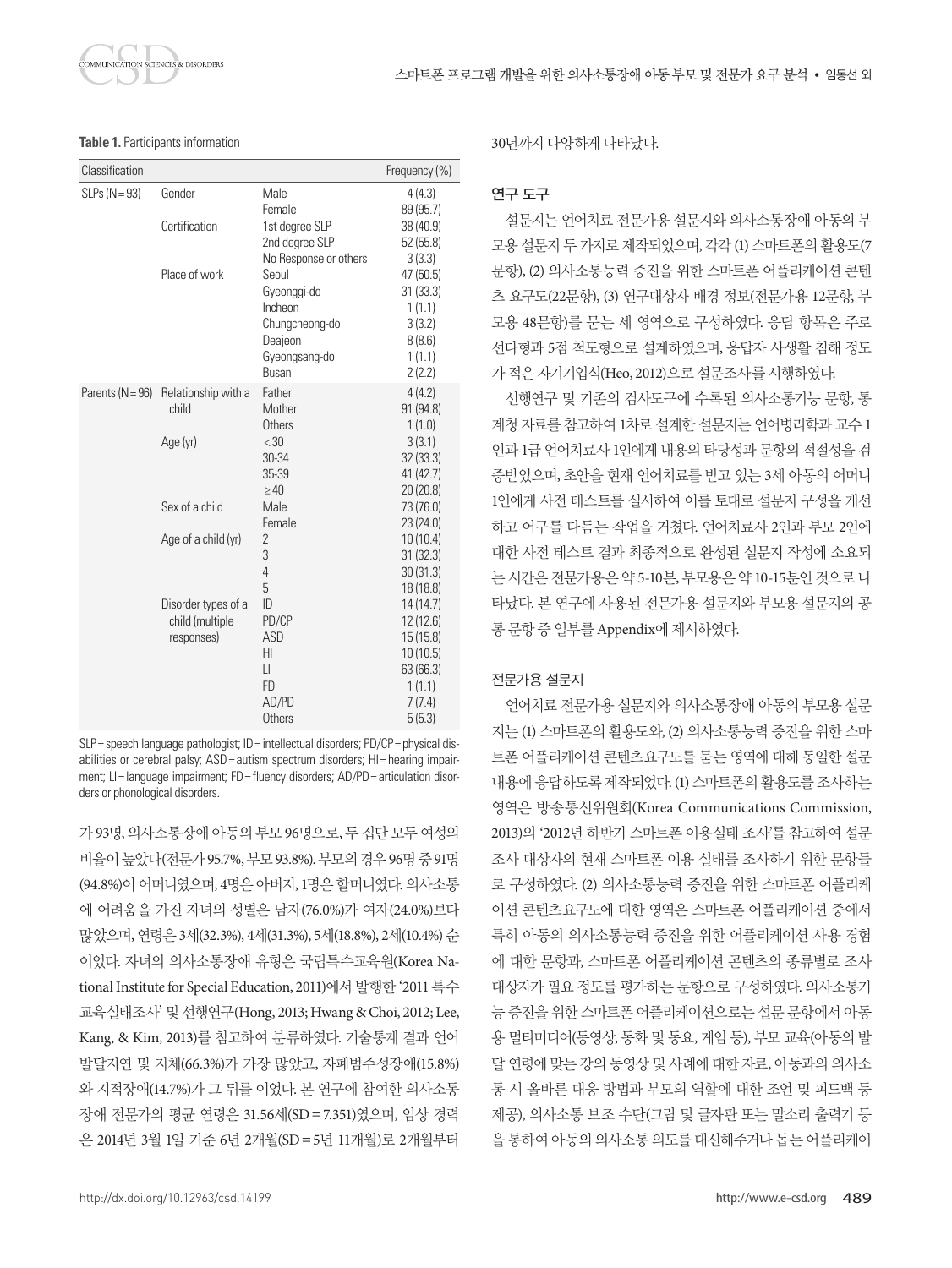**Table 1.** Participants information

| Classification | | | Frequency (%) |
|---|---|---|---|
| SLPs (N=93) | Gender | Male | 4 (4.3) |
| | | Female | 89 (95.7) |
| | Certification | 1st degree SLP | 38 (40.9) |
| | | 2nd degree SLP | 52 (55.8) |
| | | No Response or others | 3 (3.3) |
| | Place of work | Seoul | 47 (50.5) |
| | | Gyeonggi-do | 31 (33.3) |
| | | Incheon | 1 (1.1) |
| | | Chungcheong-do | 3 (3.2) |
| | | Deajeon | 8 (8.6) |
| | | Gyeongsang-do | 1 (1.1) |
| | | Busan | 2 (2.2) |
| Parents (N=96) | Relationship with a child | Father | 4 (4.2) |
| | | Mother | 91 (94.8) |
| | | Others | 1 (1.0) |
| | Age (yr) | <30 | 3 (3.1) |
| | | 30-34 | 32 (33.3) |
| | | 35-39 | 41 (42.7) |
| | | ≥40 | 20 (20.8) |
| | Sex of a child | Male | 73 (76.0) |
| | | Female | 23 (24.0) |
| | Age of a child (yr) | 2 | 10 (10.4) |
| | | 3 | 31 (32.3) |
| | | 4 | 30 (31.3) |
| | | 5 | 18 (18.8) |
| | Disorder types of a child (multiple responses) | ID | 14 (14.7) |
| | | PD/CP | 12 (12.6) |
| | | ASD | 15 (15.8) |
| | | HI | 10 (10.5) |
| | | LI | 63 (66.3) |
| | | FD | 1 (1.1) |
| | | AD/PD | 7 (7.4) |
| | | Others | 5 (5.3) |

SLP=speech language pathologist; ID=intellectual disorders; PD/CP=physical disabilities or cerebral palsy; ASD=autism spectrum disorders; HI=hearing impairment; LI=language impairment; FD=fluency disorders; AD/PD=articulation disorders or phonological disorders.

가 93명, 의사소통장애 아동의 부모 96명으로, 두 집단 모두 여성의 비율이 높았다(전문가 95.7%, 부모 93.8%). 부모의 경우 96명 중 91명(94.8%)이 어머니였으며, 4명은 아버지, 1명은 할머니였다. 의사소통에 어려움을 가진 자녀의 성별은 남자(76.0%)가 여자(24.0%)보다 많았으며, 연령은 3세(32.3%), 4세(31.3%), 5세(18.8%), 2세(10.4%) 순이었다. 자녀의 의사소통장애 유형은 국립특수교육원(Korea National Institute for Special Education, 2011)에서 발행한 '2011 특수교육실태조사' 및 선행연구(Hong, 2013; Hwang & Choi, 2012; Lee, Kang, & Kim, 2013)를 참고하여 분류하였다. 기술통계 결과 언어발달지연 및 지체(66.3%)가 가장 많았고, 자폐범주성장애(15.8%)와 지적장애(14.7%)가 그 뒤를 이었다. 본 연구에 참여한 의사소통장애 전문가의 평균 연령은 31.56세(SD=7.351)였으며, 임상 경력은 2014년 3월 1일 기준 6년 2개월(SD=5년 11개월)로 2개월부터 30년까지 다양하게 나타났다.

## 연구 도구

설문지는 언어치료 전문가용 설문지와 의사소통장애 아동의 부모용 설문지 두 가지로 제작되었으며, 각각 (1) 스마트폰의 활용도(7문항), (2) 의사소통능력 증진을 위한 스마트폰 어플리케이션 콘텐츠 요구도(22문항), (3) 연구대상자 배경 정보(전문가용 12문항, 부모용 48문항)를 묻는 세 영역으로 구성하였다. 응답 항목은 주로 선다형과 5점 척도형으로 설계하였으며, 응답자 사생활 침해 정도가 적은 자기기입식(Heo, 2012)으로 설문조사를 시행하였다.

선행연구 및 기존의 검사도구에 수록된 의사소통기능 문항, 통계청 자료를 참고하여 1차로 설계한 설문지는 언어병리학과 교수 1인과 1급 언어치료사 1인에게 내용의 타당성과 문항의 적절성을 검증받았으며, 초안을 현재 언어치료를 받고 있는 3세 아동의 어머니 1인에게 사전 테스트를 실시하여 이를 토대로 설문지 구성을 개선하고 어구를 다듬는 작업을 거쳤다. 언어치료사 2인과 부모 2인에 대한 사전 테스트 결과 최종적으로 완성된 설문지 작성에 소요되는 시간은 전문가용은 약 5-10분, 부모용은 약 10-15분인 것으로 나타났다. 본 연구에 사용된 전문가용 설문지와 부모용 설문지의 공통 문항 중 일부를 Appendix에 제시하였다.

### 전문가용 설문지

언어치료 전문가용 설문지와 의사소통장애 아동의 부모용 설문지는 (1) 스마트폰의 활용도와, (2) 의사소통능력 증진을 위한 스마트폰 어플리케이션 콘텐츠요구도를 묻는 영역에 대해 동일한 설문 내용에 응답하도록 제작되었다. (1) 스마트폰의 활용도를 조사하는 영역은 방송통신위원회(Korea Communications Commission, 2013)의 '2012년 하반기 스마트폰 이용실태 조사'를 참고하여 설문조사 대상자의 현재 스마트폰 이용 실태를 조사하기 위한 문항들로 구성하였다. (2) 의사소통능력 증진을 위한 스마트폰 어플리케이션 콘텐츠요구도에 대한 영역은 스마트폰 어플리케이션 중에서 특히 아동의 의사소통능력 증진을 위한 어플리케이션 사용 경험에 대한 문항과, 스마트폰 어플리케이션 콘텐츠의 종류별로 조사대상자가 필요 정도를 평가하는 문항으로 구성하였다. 의사소통기능 증진을 위한 스마트폰 어플리케이션으로는 설문 문항에서 아동용 멀티미디어(동영상, 동화 및 동요, 게임 등), 부모 교육(아동의 발달 연령에 맞는 강의 동영상 및 사례에 대한 자료, 아동과의 의사소통 시 올바른 대응 방법과 부모의 역할에 대한 조언 및 피드백 등 제공), 의사소통 보조 수단(그림 및 글자판 또는 말소리 출력기 등을 통하여 아동의 의사소통 의도를 대신해주거나 돕는 어플리케이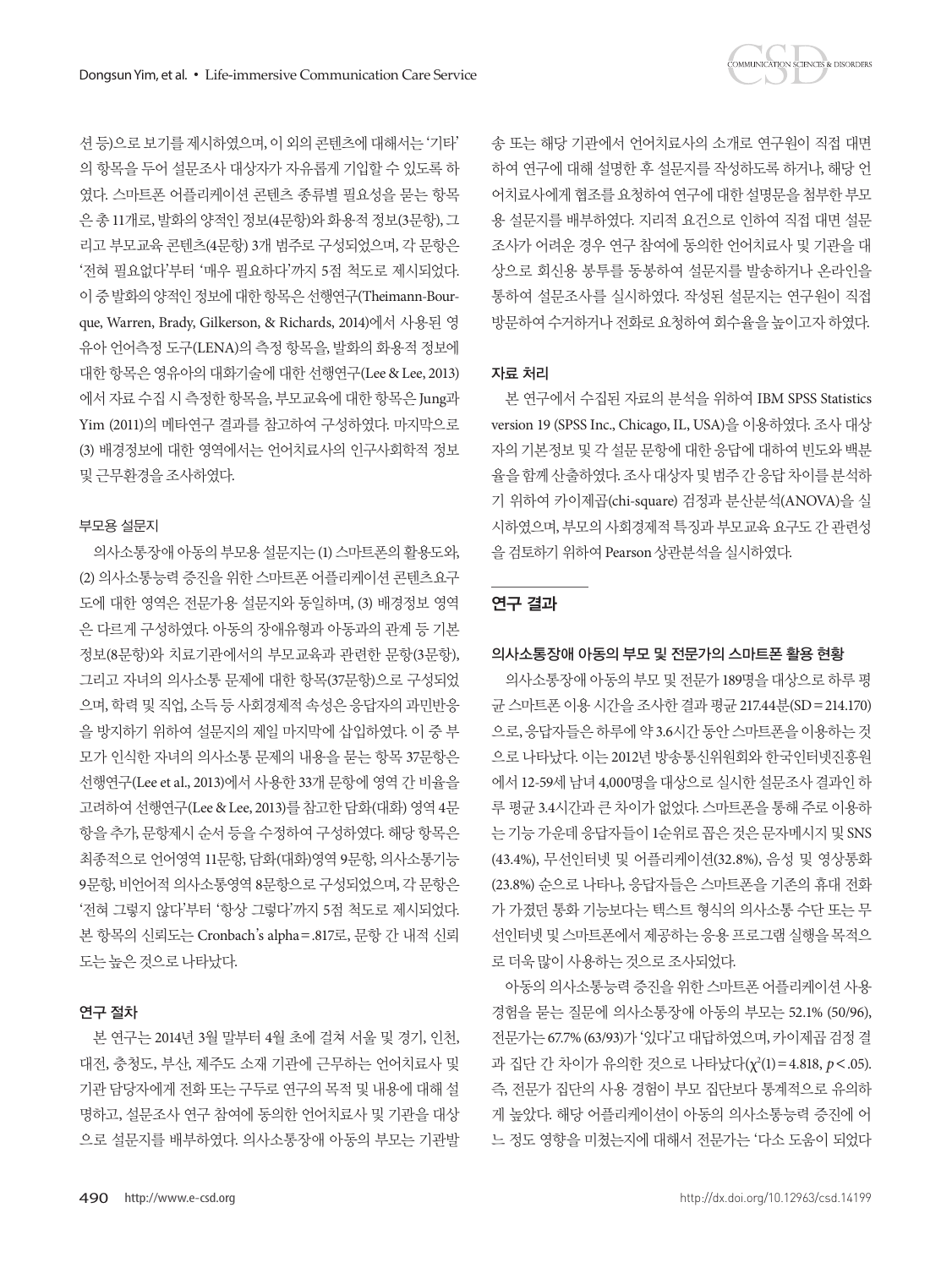션 등)으로 보기를 제시하였으며, 이 외의 콘텐츠에 대해서는 '기타'의 항목을 두어 설문조사 대상자가 자유롭게 기입할 수 있도록 하였다. 스마트폰 어플리케이션 콘텐츠 종류별 필요성을 묻는 항목은 총 11개로, 발화의 양적인 정보(4문항)와 화용적 정보(3문항), 그리고 부모교육 콘텐츠(4문항) 3개 범주로 구성되었으며, 각 문항은 '전혀 필요없다'부터 '매우 필요하다'까지 5점 척도로 제시되었다. 이 중 발화의 양적인 정보에 대한 항목은 선행연구(Theimann-Bourque, Warren, Brady, Gilkerson, & Richards, 2014)에서 사용된 영유아 언어측정 도구(LENA)의 측정 항목을, 발화의 화용적 정보에 대한 항목은 영유아의 대화기술에 대한 선행연구(Lee & Lee, 2013)에서 자료 수집 시 측정한 항목을, 부모교육에 대한 항목은 Jung과 Yim (2011)의 메타연구 결과를 참고하여 구성하였다. 마지막으로 (3) 배경정보에 대한 영역에서는 언어치료사의 인구사회학적 정보 및 근무환경을 조사하였다.

### 부모용 설문지

의사소통장애 아동의 부모용 설문지는 (1) 스마트폰의 활용도와, (2) 의사소통능력 증진을 위한 스마트폰 어플리케이션 콘텐츠요구도에 대한 영역은 전문가용 설문지와 동일하며, (3) 배경정보 영역은 다르게 구성하였다. 아동의 장애유형과 아동과의 관계 등 기본정보(8문항)와 치료기관에서의 부모교육과 관련한 문항(3문항), 그리고 자녀의 의사소통 문제에 대한 항목(37문항)으로 구성되었으며, 학력 및 직업, 소득 등 사회경제적 속성은 응답자의 과민반응을 방지하기 위하여 설문지의 제일 마지막에 삽입하였다. 이 중 부모가 인식한 자녀의 의사소통 문제의 내용을 묻는 항목 37문항은 선행연구(Lee et al., 2013)에서 사용한 33개 문항에 영역 간 비율을 고려하여 선행연구(Lee & Lee, 2013)를 참고한 담화(대화) 영역 4문항을 추가, 문항제시 순서 등을 수정하여 구성하였다. 해당 항목은 최종적으로 언어영역 11문항, 담화(대화)영역 9문항, 의사소통기능 9문항, 비언어적 의사소통영역 8문항으로 구성되었으며, 각 문항은 '전혀 그렇지 않다'부터 '항상 그렇다'까지 5점 척도로 제시되었다. 본 항목의 신뢰도는 Cronbach's alpha = .817로, 문항 간 내적 신뢰도는 높은 것으로 나타났다.

### 연구 절차

본 연구는 2014년 3월 말부터 4월 초에 걸쳐 서울 및 경기, 인천, 대전, 충청도, 부산, 제주도 소재 기관에 근무하는 언어치료사 및 기관 담당자에게 전화 또는 구두로 연구의 목적 및 내용에 대해 설명하고, 설문조사 연구 참여에 동의한 언어치료사 및 기관을 대상으로 설문지를 배부하였다. 의사소통장애 아동의 부모는 기관발송 또는 해당 기관에서 언어치료사의 소개로 연구원이 직접 대면하여 연구에 대해 설명한 후 설문지를 작성하도록 하거나, 해당 언어치료사에게 협조를 요청하여 연구에 대한 설명문을 첨부한 부모용 설문지를 배부하였다. 지리적 요건으로 인하여 직접 대면 설문조사가 어려운 경우 연구 참여에 동의한 언어치료사 및 기관을 대상으로 회신용 봉투를 동봉하여 설문지를 발송하거나 온라인을 통하여 설문조사를 실시하였다. 작성된 설문지는 연구원이 직접 방문하여 수거하거나 전화로 요청하여 회수율을 높이고자 하였다.

### 자료 처리

본 연구에서 수집된 자료의 분석을 위하여 IBM SPSS Statistics version 19 (SPSS Inc., Chicago, IL, USA)을 이용하였다. 조사 대상자의 기본정보 및 각 설문 문항에 대한 응답에 대하여 빈도와 백분율을 함께 산출하였다. 조사 대상자 및 범주 간 응답 차이를 분석하기 위하여 카이제곱(chi-square) 검정과 분산분석(ANOVA)을 실시하였으며, 부모의 사회경제적 특징과 부모교육 요구도 간 관련성을 검토하기 위하여 Pearson 상관분석을 실시하였다.

## 연구 결과

### 의사소통장애 아동의 부모 및 전문가의 스마트폰 활용 현황

의사소통장애 아동의 부모 및 전문가 189명을 대상으로 하루 평균 스마트폰 이용 시간을 조사한 결과 평균 217.44분(SD = 214.170)으로, 응답자들은 하루에 약 3.6시간 동안 스마트폰을 이용하는 것으로 나타났다. 이는 2012년 방송통신위원회와 한국인터넷진흥원에서 12-59세 남녀 4,000명을 대상으로 실시한 설문조사 결과인 하루 평균 3.4시간과 큰 차이가 없었다. 스마트폰을 통해 주로 이용하는 기능 가운데 응답자들이 1순위로 꼽은 것은 문자메시지 및 SNS (43.4%), 무선인터넷 및 어플리케이션(32.8%), 음성 및 영상통화(23.8%) 순으로 나타나, 응답자들은 스마트폰을 기존의 휴대 전화가 가졌던 통화 기능보다는 텍스트 형식의 의사소통 수단 또는 무선인터넷 및 스마트폰에서 제공하는 응용 프로그램 실행을 목적으로 더욱 많이 사용하는 것으로 조사되었다.

아동의 의사소통능력 증진을 위한 스마트폰 어플리케이션 사용 경험을 묻는 질문에 의사소통장애 아동의 부모는 52.1% (50/96), 전문가는 67.7% (63/93)가 '있다'고 대답하였으며, 카이제곱 검정 결과 집단 간 차이가 유의한 것으로 나타났다($\chi^2(1) = 4.818$, $p < .05$). 즉, 전문가 집단의 사용 경험이 부모 집단보다 통계적으로 유의하게 높았다. 해당 어플리케이션이 아동의 의사소통능력 증진에 어느 정도 영향을 미쳤는지에 대해서 전문가는 '다소 도움이 되었다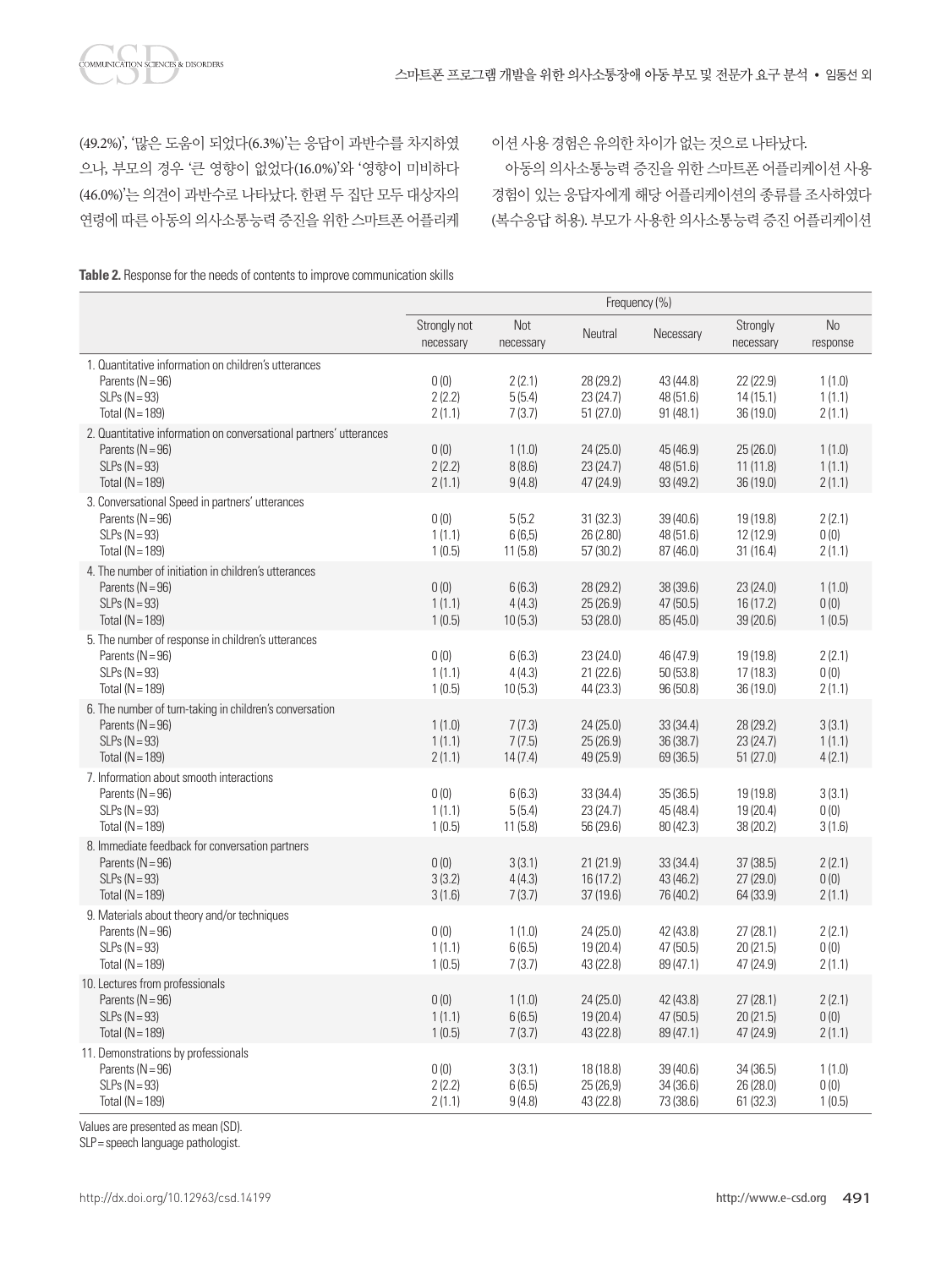(49.2%)', '많은 도움이 되었다(6.3%)'는 응답이 과반수를 차지하였으나, 부모의 경우 '큰 영향이 없었다(16.0%)'와 '영향이 미비하다(46.0%)'는 의견이 과반수로 나타났다. 한편 두 집단 모두 대상자의 연령에 따른 아동의 의사소통능력 증진을 위한 스마트폰 어플리케이션 사용 경험은 유의한 차이가 없는 것으로 나타났다.

아동의 의사소통능력 증진을 위한 스마트폰 어플리케이션 사용 경험이 있는 응답자에게 해당 어플리케이션의 종류를 조사하였다(복수응답 허용). 부모가 사용한 의사소통능력 증진 어플리케이션

**Table 2.** Response for the needs of contents to improve communication skills

| | Frequency (%) | | | | | |
|---|---|---|---|---|---|---|
| | Strongly not necessary | Not necessary | Neutral | Necessary | Strongly necessary | No response |
| 1. Quantitative information on children's utterances | | | | | | |
| Parents (N = 96) | 0 (0) | 2 (2.1) | 28 (29.2) | 43 (44.8) | 22 (22.9) | 1 (1.0) |
| SLPs (N = 93) | 2 (2.2) | 5 (5.4) | 23 (24.7) | 48 (51.6) | 14 (15.1) | 1 (1.1) |
| Total (N = 189) | 2 (1.1) | 7 (3.7) | 51 (27.0) | 91 (48.1) | 36 (19.0) | 2 (1.1) |
| 2. Quantitative information on conversational partners' utterances | | | | | | |
| Parents (N = 96) | 0 (0) | 1 (1.0) | 24 (25.0) | 45 (46.9) | 25 (26.0) | 1 (1.0) |
| SLPs (N = 93) | 2 (2.2) | 8 (8.6) | 23 (24.7) | 48 (51.6) | 11 (11.8) | 1 (1.1) |
| Total (N = 189) | 2 (1.1) | 9 (4.8) | 47 (24.9) | 93 (49.2) | 36 (19.0) | 2 (1.1) |
| 3. Conversational Speed in partners' utterances | | | | | | |
| Parents (N = 96) | 0 (0) | 5 (5.2 | 31 (32.3) | 39 (40.6) | 19 (19.8) | 2 (2.1) |
| SLPs (N = 93) | 1 (1.1) | 6 (6,5) | 26 (2.80) | 48 (51.6) | 12 (12.9) | 0 (0) |
| Total (N = 189) | 1 (0.5) | 11 (5.8) | 57 (30.2) | 87 (46.0) | 31 (16.4) | 2 (1.1) |
| 4. The number of initiation in children's utterances | | | | | | |
| Parents (N = 96) | 0 (0) | 6 (6.3) | 28 (29.2) | 38 (39.6) | 23 (24.0) | 1 (1.0) |
| SLPs (N = 93) | 1 (1.1) | 4 (4.3) | 25 (26.9) | 47 (50.5) | 16 (17.2) | 0 (0) |
| Total (N = 189) | 1 (0.5) | 10 (5.3) | 53 (28.0) | 85 (45.0) | 39 (20.6) | 1 (0.5) |
| 5. The number of response in children's utterances | | | | | | |
| Parents (N = 96) | 0 (0) | 6 (6.3) | 23 (24.0) | 46 (47.9) | 19 (19.8) | 2 (2.1) |
| SLPs (N = 93) | 1 (1.1) | 4 (4.3) | 21 (22.6) | 50 (53.8) | 17 (18.3) | 0 (0) |
| Total (N = 189) | 1 (0.5) | 10 (5.3) | 44 (23.3) | 96 (50.8) | 36 (19.0) | 2 (1.1) |
| 6. The number of turn-taking in children's conversation | | | | | | |
| Parents (N = 96) | 1 (1.0) | 7 (7.3) | 24 (25.0) | 33 (34.4) | 28 (29.2) | 3 (3.1) |
| SLPs (N = 93) | 1 (1.1) | 7 (7.5) | 25 (26.9) | 36 (38.7) | 23 (24.7) | 1 (1.1) |
| Total (N = 189) | 2 (1.1) | 14 (7.4) | 49 (25.9) | 69 (36.5) | 51 (27.0) | 4 (2.1) |
| 7. Information about smooth interactions | | | | | | |
| Parents (N = 96) | 0 (0) | 6 (6.3) | 33 (34.4) | 35 (36.5) | 19 (19.8) | 3 (3.1) |
| SLPs (N = 93) | 1 (1.1) | 5 (5.4) | 23 (24.7) | 45 (48.4) | 19 (20.4) | 0 (0) |
| Total (N = 189) | 1 (0.5) | 11 (5.8) | 56 (29.6) | 80 (42.3) | 38 (20.2) | 3 (1.6) |
| 8. Immediate feedback for conversation partners | | | | | | |
| Parents (N = 96) | 0 (0) | 3 (3.1) | 21 (21.9) | 33 (34.4) | 37 (38.5) | 2 (2.1) |
| SLPs (N = 93) | 3 (3.2) | 4 (4.3) | 16 (17.2) | 43 (46.2) | 27 (29.0) | 0 (0) |
| Total (N = 189) | 3 (1.6) | 7 (3.7) | 37 (19.6) | 76 (40.2) | 64 (33.9) | 2 (1.1) |
| 9. Materials about theory and/or techniques | | | | | | |
| Parents (N = 96) | 0 (0) | 1 (1.0) | 24 (25.0) | 42 (43.8) | 27 (28.1) | 2 (2.1) |
| SLPs (N = 93) | 1 (1.1) | 6 (6.5) | 19 (20.4) | 47 (50.5) | 20 (21.5) | 0 (0) |
| Total (N = 189) | 1 (0.5) | 7 (3.7) | 43 (22.8) | 89 (47.1) | 47 (24.9) | 2 (1.1) |
| 10. Lectures from professionals | | | | | | |
| Parents (N = 96) | 0 (0) | 1 (1.0) | 24 (25.0) | 42 (43.8) | 27 (28.1) | 2 (2.1) |
| SLPs (N = 93) | 1 (1.1) | 6 (6.5) | 19 (20.4) | 47 (50.5) | 20 (21.5) | 0 (0) |
| Total (N = 189) | 1 (0.5) | 7 (3.7) | 43 (22.8) | 89 (47.1) | 47 (24.9) | 2 (1.1) |
| 11. Demonstrations by professionals | | | | | | |
| Parents (N = 96) | 0 (0) | 3 (3.1) | 18 (18.8) | 39 (40.6) | 34 (36.5) | 1 (1.0) |
| SLPs (N = 93) | 2 (2.2) | 6 (6.5) | 25 (26,9) | 34 (36.6) | 26 (28.0) | 0 (0) |
| Total (N = 189) | 2 (1.1) | 9 (4.8) | 43 (22.8) | 73 (38.6) | 61 (32.3) | 1 (0.5) |

Values are presented as mean (SD).
SLP = speech language pathologist.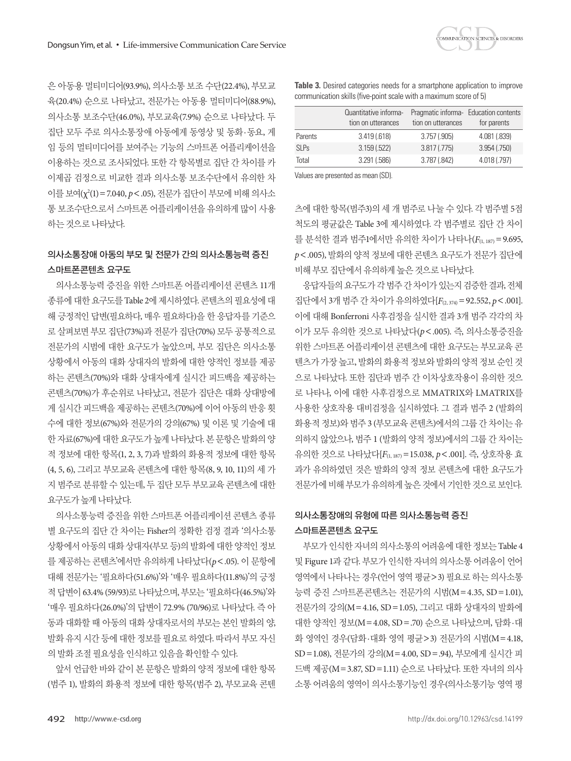은 아동용 멀티미디어(93.9%), 의사소통 보조 수단(22.4%), 부모교육(20.4%) 순으로 나타났고, 전문가는 아동용 멀티미디어(88.9%), 의사소통 보조수단(46.0%), 부모교육(7.9%) 순으로 나타났다. 두 집단 모두 주로 의사소통장애 아동에게 동영상 및 동화·동요, 게임 등의 멀티미디어를 보여주는 기능의 스마트폰 어플리케이션을 이용하는 것으로 조사되었다. 또한 각 항목별로 집단 간 차이를 카이제곱 검정으로 비교한 결과 의사소통 보조수단에서 유의한 차이를 보여($\chi^2(1)=7.040$, $p<.05$), 전문가 집단이 부모에 비해 의사소통 보조수단으로서 스마트폰 어플리케이션을 유의하게 많이 사용하는 것으로 나타났다.

### 의사소통장애 아동의 부모 및 전문가 간의 의사소통능력 증진 스마트폰콘텐츠 요구도

의사소통능력 증진을 위한 스마트폰 어플리케이션 콘텐츠 11개 종류에 대한 요구도를 Table 2에 제시하였다. 콘텐츠의 필요성에 대해 긍정적인 답변(필요하다, 매우 필요하다)을 한 응답자를 기준으로 살펴보면 부모 집단(73%)과 전문가 집단(70%) 모두 공통적으로 전문가의 시범에 대한 요구도가 높았으며, 부모 집단은 의사소통 상황에서 아동의 대화 상대자의 발화에 대한 양적인 정보를 제공하는 콘텐츠(70%)와 대화 상대자에게 실시간 피드백을 제공하는 콘텐츠(70%)가 후순위로 나타났고, 전문가 집단은 대화 상대방에게 실시간 피드백을 제공하는 콘텐츠(70%)에 이어 아동의 반응 횟수에 대한 정보(67%)와 전문가의 강의(67%) 및 이론 및 기술에 대한 자료(67%)에 대한 요구도가 높게 나타났다. 본 문항은 발화의 양적 정보에 대한 항목(1, 2, 3, 7)과 발화의 화용적 정보에 대한 항목(4, 5, 6), 그리고 부모교육 콘텐츠에 대한 항목(8, 9, 10, 11)의 세 가지 범주로 분류할 수 있는데, 두 집단 모두 부모교육 콘텐츠에 대한 요구도가 높게 나타났다.

의사소통능력 증진을 위한 스마트폰 어플리케이션 콘텐츠 종류별 요구도의 집단 간 차이는 Fisher의 정확한 검정 결과 '의사소통 상황에서 아동의 대화 상대자(부모 등)의 발화에 대한 양적인 정보를 제공하는 콘텐츠'에서만 유의하게 나타났다($p<.05$). 이 문항에 대해 전문가는 '필요하다(51.6%)'와 '매우 필요하다(11.8%)'의 긍정적 답변이 63.4% (59/93)로 나타났으며, 부모는 '필요하다(46.5%)'와 '매우 필요하다(26.0%)'의 답변이 72.9% (70/96)로 나타났다. 즉 아동과 대화할 때 아동의 대화 상대자로서의 부모는 본인 발화의 양, 발화 유지 시간 등에 대한 정보를 필요로 하였다. 따라서 부모 자신의 발화 조절 필요성을 인식하고 있음을 확인할 수 있다.

앞서 언급한 바와 같이 본 문항은 발화의 양적 정보에 대한 항목(범주 1), 발화의 화용적 정보에 대한 항목(범주 2), 부모교육 콘텐츠에 대한 항목(범주3)의 세 개 범주로 나눌 수 있다. 각 범주별 5점 척도의 평균값은 Table 3에 제시하였다. 각 범주별로 집단 간 차이를 분석한 결과 범주1에서만 유의한 차이가 나타나($F_{(1, 187)}=9.695$, $p<.005$), 발화의 양적 정보에 대한 콘텐츠 요구도가 전문가 집단에 비해 부모 집단에서 유의하게 높은 것으로 나타났다.

**Table 3.** Desired categories needs for a smartphone application to improve communication skills (five-point scale with a maximum score of 5)

| | Quantitative information on utterances | Pragmatic information on utterances | Education contents for parents |
|---|---|---|---|
| Parents | 3.419 (.618) | 3.757 (.905) | 4.081 (.839) |
| SLPs | 3.159 (.522) | 3.817 (.775) | 3.954 (.750) |
| Total | 3.291 (.586) | 3.787 (.842) | 4.018 (.797) |

Values are presented as mean (SD).

응답자들의 요구도가 각 범주 간 차이가 있는지 검증한 결과, 전체 집단에서 3개 범주 간 차이가 유의하였다[$F_{(2, 374)}=92.552$, $p<.001$]. 이에 대해 Bonferroni 사후검정을 실시한 결과 3개 범주 각각의 차이가 모두 유의한 것으로 나타났다($p<.005$). 즉, 의사소통증진을 위한 스마트폰 어플리케이션 콘텐츠에 대한 요구도는 부모교육 콘텐츠가 가장 높고, 발화의 화용적 정보와 발화의 양적 정보 순인 것으로 나타났다. 또한 집단과 범주 간 이차상호작용이 유의한 것으로 나타나, 이에 대한 사후검정으로 MMATRIX와 LMATRIX를 사용한 상호작용 대비검정을 실시하였다. 그 결과 범주 2 (발화의 화용적 정보)와 범주 3 (부모교육 콘텐츠)에서의 그룹 간 차이는 유의하지 않았으나, 범주 1 (발화의 양적 정보)에서의 그룹 간 차이는 유의한 것으로 나타났다[$F_{(1, 187)}=15.038$, $p<.001$]. 즉, 상호작용 효과가 유의하였던 것은 발화의 양적 정보 콘텐츠에 대한 요구도가 전문가에 비해 부모가 유의하게 높은 것에서 기인한 것으로 보인다.

### 의사소통장애의 유형에 따른 의사소통능력 증진 스마트폰콘텐츠 요구도

부모가 인식한 자녀의 의사소통의 어려움에 대한 정보는 Table 4 및 Figure 1과 같다. 부모가 인식한 자녀의 의사소통 어려움이 언어 영역에서 나타나는 경우(언어 영역 평균 > 3) 필요로 하는 의사소통능력 증진 스마트폰콘텐츠는 전문가의 시범(M = 4.35, SD = 1.01), 전문가의 강의(M = 4.16, SD = 1.05), 그리고 대화 상대자의 발화에 대한 양적인 정보(M = 4.08, SD = .70) 순으로 나타났으며, 담화·대화 영역인 경우(담화·대화 영역 평균 > 3) 전문가의 시범(M = 4.18, SD = 1.08), 전문가의 강의(M = 4.00, SD = .94), 부모에게 실시간 피드백 제공(M = 3.87, SD = 1.11) 순으로 나타났다. 또한 자녀의 의사소통 어려움의 영역이 의사소통기능인 경우(의사소통기능 영역 평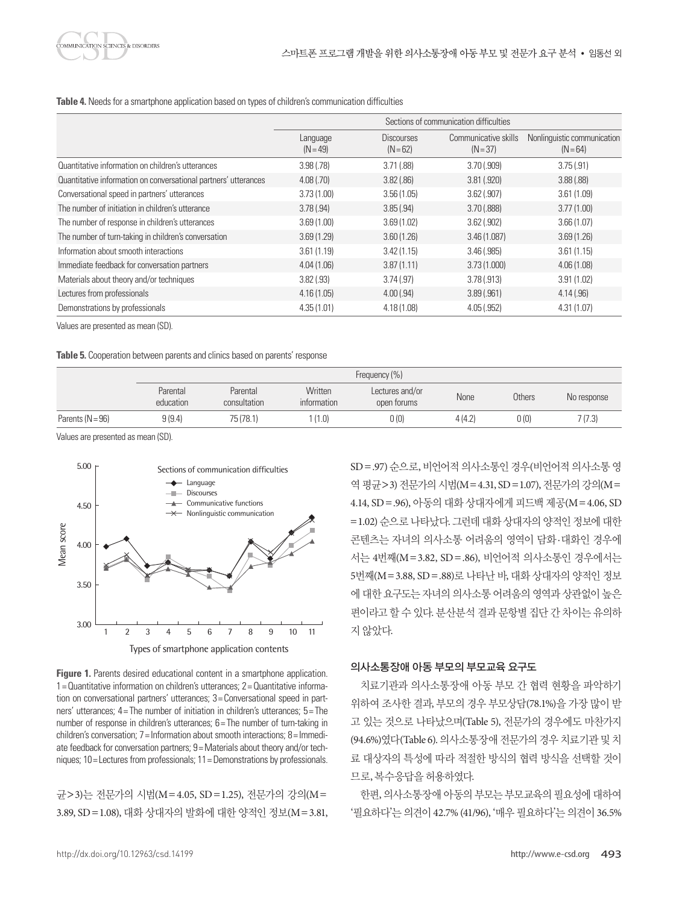**Table 4.** Needs for a smartphone application based on types of children's communication difficulties

| | Sections of communication difficulties | | | |
|---|---|---|---|---|
| | Language (N=49) | Discourses (N=62) | Communicative skills (N=37) | Nonlinguistic communication (N=64) |
| Quantitative information on children's utterances | 3.98 (.78) | 3.71 (.88) | 3.70 (.909) | 3.75 (.91) |
| Quantitative information on conversational partners' utterances | 4.08 (.70) | 3.82 (.86) | 3.81 (.920) | 3.88 (.88) |
| Conversational speed in partners' utterances | 3.73 (1.00) | 3.56 (1.05) | 3.62 (.907) | 3.61 (1.09) |
| The number of initiation in children's utterance | 3.78 (.94) | 3.85 (.94) | 3.70 (.888) | 3.77 (1.00) |
| The number of response in children's utterances | 3.69 (1.00) | 3.69 (1.02) | 3.62 (.902) | 3.66 (1.07) |
| The number of turn-taking in children's conversation | 3.69 (1.29) | 3.60 (1.26) | 3.46 (1.087) | 3.69 (1.26) |
| Information about smooth interactions | 3.61 (1.19) | 3.42 (1.15) | 3.46 (.985) | 3.61 (1.15) |
| Immediate feedback for conversation partners | 4.04 (1.06) | 3.87 (1.11) | 3.73 (1.000) | 4.06 (1.08) |
| Materials about theory and/or techniques | 3.82 (.93) | 3.74 (.97) | 3.78 (.913) | 3.91 (1.02) |
| Lectures from professionals | 4.16 (1.05) | 4.00 (.94) | 3.89 (.961) | 4.14 (.96) |
| Demonstrations by professionals | 4.35 (1.01) | 4.18 (1.08) | 4.05 (.952) | 4.31 (1.07) |

Values are presented as mean (SD).

**Table 5.** Cooperation between parents and clinics based on parents' response

| | Frequency (%) | | | | | | |
|---|---|---|---|---|---|---|---|
| | Parental education | Parental consultation | Written information | Lectures and/or open forums | None | Others | No response |
| Parents (N=96) | 9 (9.4) | 75 (78.1) | 1 (1.0) | 0 (0) | 4 (4.2) | 0 (0) | 7 (7.3) |

Values are presented as mean (SD).

**Figure 1.** Parents desired educational content in a smartphone application. 1=Quantitative information on children's utterances; 2=Quantitative information on conversational partners' utterances; 3=Conversational speed in partners' utterances; 4=The number of initiation in children's utterances; 5=The number of response in children's utterances; 6=The number of turn-taking in children's conversation; 7=Information about smooth interactions; 8=Immediate feedback for conversation partners; 9=Materials about theory and/or techniques; 10=Lectures from professionals; 11=Demonstrations by professionals.

균>3)는 전문가의 시범(M=4.05, SD=1.25), 전문가의 강의(M=3.89, SD=1.08), 대화 상대자의 발화에 대한 양적인 정보(M=3.81, SD=.97) 순으로, 비언어적 의사소통인 경우(비언어적 의사소통 영역 평균>3) 전문가의 시범(M=4.31, SD=1.07), 전문가의 강의(M=4.14, SD=.96), 아동의 대화 상대자에게 피드백 제공(M=4.06, SD=1.02) 순으로 나타났다. 그런데 대화 상대자의 양적인 정보에 대한 콘텐츠는 자녀의 의사소통 어려움의 영역이 담화·대화인 경우에서는 4번째(M=3.82, SD=.86), 비언어적 의사소통인 경우에서는 5번째(M=3.88, SD=.88)로 나타난 바, 대화 상대자의 양적인 정보에 대한 요구도는 자녀의 의사소통 어려움의 영역과 상관없이 높은 편이라고 할 수 있다. 분산분석 결과 문항별 집단 간 차이는 유의하지 않았다.

### 의사소통장애 아동 부모의 부모교육 요구도

치료기관과 의사소통장애 아동 부모 간 협력 현황을 파악하기 위하여 조사한 결과, 부모의 경우 부모상담(78.1%)을 가장 많이 받고 있는 것으로 나타났으며(Table 5), 전문가의 경우에도 마찬가지(94.6%)였다(Table 6). 의사소통장애 전문가의 경우 치료기관 및 치료 대상자의 특성에 따라 적절한 방식의 협력 방식을 선택할 것이므로, 복수응답을 허용하였다.

한편, 의사소통장애 아동의 부모는 부모교육의 필요성에 대하여 '필요하다'는 의견이 42.7% (41/96), '매우 필요하다'는 의견이 36.5%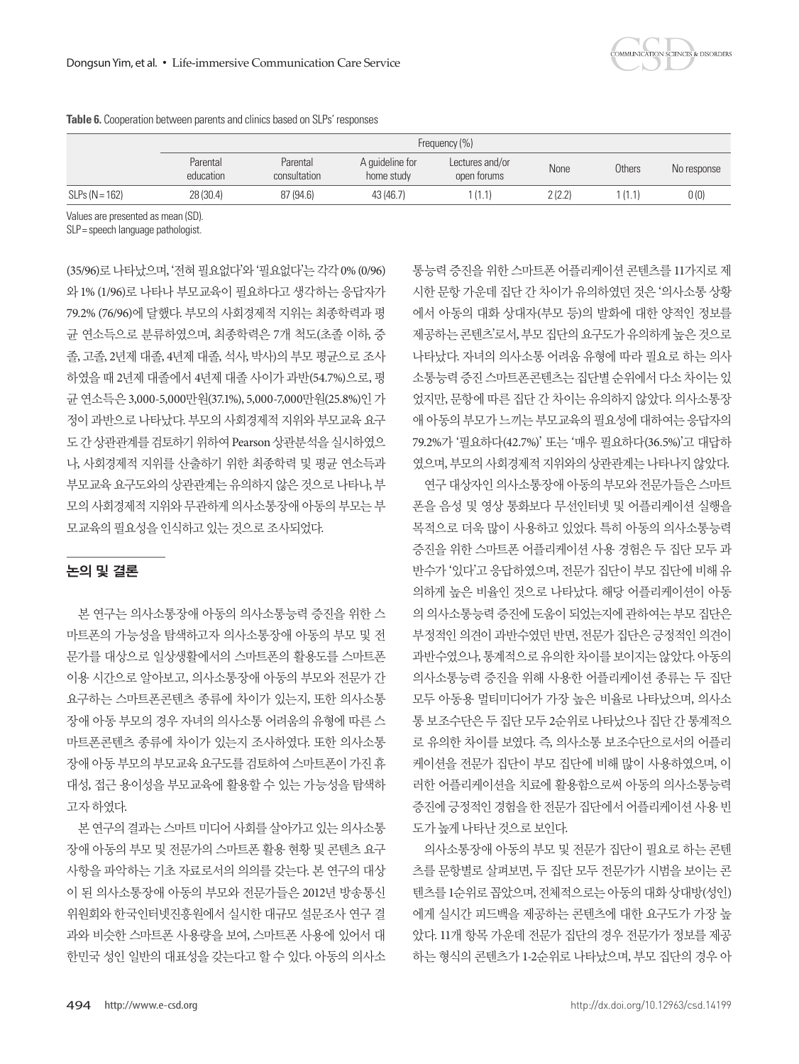**Table 6.** Cooperation between parents and clinics based on SLPs' responses

| | Frequency (%) | | | | | | |
|---|---|---|---|---|---|---|---|
| | Parental education | Parental consultation | A guideline for home study | Lectures and/or open forums | None | Others | No response |
| SLPs (N = 162) | 28 (30.4) | 87 (94.6) | 43 (46.7) | 1 (1.1) | 2 (2.2) | 1 (1.1) | 0 (0) |

Values are presented as mean (SD).
SLP = speech language pathologist.

(35/96)로 나타났으며, '전혀 필요없다'와 '필요없다'는 각각 0% (0/96)와 1% (1/96)로 나타나 부모교육이 필요하다고 생각하는 응답자가 79.2% (76/96)에 달했다. 부모의 사회경제적 지위는 최종학력과 평균 연소득으로 분류하였으며, 최종학력은 7개 척도(초졸 이하, 중졸, 고졸, 2년제 대졸, 4년제 대졸, 석사, 박사)의 부모 평균으로 조사하였을 때 2년제 대졸에서 4년제 대졸 사이가 과반(54.7%)으로, 평균 연소득은 3,000-5,000만원(37.1%), 5,000-7,000만원(25.8%)인 가정이 과반으로 나타났다. 부모의 사회경제적 지위와 부모교육 요구도 간 상관관계를 검토하기 위하여 Pearson 상관분석을 실시하였으나, 사회경제적 지위를 산출하기 위한 최종학력 및 평균 연소득과 부모교육 요구도와의 상관관계는 유의하지 않은 것으로 나타나, 부모의 사회경제적 지위와 무관하게 의사소통장애 아동의 부모는 부모교육의 필요성을 인식하고 있는 것으로 조사되었다.

## 논의 및 결론

본 연구는 의사소통장애 아동의 의사소통능력 증진을 위한 스마트폰의 가능성을 탐색하고자 의사소통장애 아동의 부모 및 전문가를 대상으로 일상생활에서의 스마트폰의 활용도를 스마트폰 이용 시간으로 알아보고, 의사소통장애 아동의 부모와 전문가 간 요구하는 스마트폰콘텐츠 종류에 차이가 있는지, 또한 의사소통장애 아동 부모의 경우 자녀의 의사소통 어려움의 유형에 따른 스마트폰콘텐츠 종류에 차이가 있는지 조사하였다. 또한 의사소통장애 아동 부모의 부모교육 요구도를 검토하여 스마트폰이 가진 휴대성, 접근 용이성을 부모교육에 활용할 수 있는 가능성을 탐색하고자 하였다.

본 연구의 결과는 스마트 미디어 사회를 살아가고 있는 의사소통장애 아동의 부모 및 전문가의 스마트폰 활용 현황 및 콘텐츠 요구사항을 파악하는 기초 자료로서의 의의를 갖는다. 본 연구의 대상이 된 의사소통장애 아동의 부모와 전문가들은 2012년 방송통신위원회와 한국인터넷진흥원에서 실시한 대규모 설문조사 연구 결과와 비슷한 스마트폰 사용량을 보여, 스마트폰 사용에 있어서 대한민국 성인 일반의 대표성을 갖는다고 할 수 있다. 아동의 의사소통능력 증진을 위한 스마트폰 어플리케이션 콘텐츠를 11가지로 제시한 문항 가운데 집단 간 차이가 유의하였던 것은 '의사소통 상황에서 아동의 대화 상대자(부모 등)의 발화에 대한 양적인 정보를 제공하는 콘텐츠'로서, 부모 집단의 요구도가 유의하게 높은 것으로 나타났다. 자녀의 의사소통 어려움 유형에 따라 필요로 하는 의사소통능력 증진 스마트폰콘텐츠는 집단별 순위에서 다소 차이는 있었지만, 문항에 따른 집단 간 차이는 유의하지 않았다. 의사소통장애 아동의 부모가 느끼는 부모교육의 필요성에 대하여는 응답자의 79.2%가 '필요하다(42.7%)' 또는 '매우 필요하다(36.5%)'고 대답하였으며, 부모의 사회경제적 지위와의 상관관계는 나타나지 않았다.

연구 대상자인 의사소통장애 아동의 부모와 전문가들은 스마트폰을 음성 및 영상 통화보다 무선인터넷 및 어플리케이션 실행을 목적으로 더욱 많이 사용하고 있었다. 특히 아동의 의사소통능력 증진을 위한 스마트폰 어플리케이션 사용 경험은 두 집단 모두 과반수가 '있다'고 응답하였으며, 전문가 집단이 부모 집단에 비해 유의하게 높은 비율인 것으로 나타났다. 해당 어플리케이션이 아동의 의사소통능력 증진에 도움이 되었는지에 관하여는 부모 집단은 부정적인 의견이 과반수였던 반면, 전문가 집단은 긍정적인 의견이 과반수였으나, 통계적으로 유의한 차이를 보이지는 않았다. 아동의 의사소통능력 증진을 위해 사용한 어플리케이션 종류는 두 집단 모두 아동용 멀티미디어가 가장 높은 비율로 나타났으며, 의사소통 보조수단은 두 집단 모두 2순위로 나타났으나 집단 간 통계적으로 유의한 차이를 보였다. 즉, 의사소통 보조수단으로서의 어플리케이션을 전문가 집단이 부모 집단에 비해 많이 사용하였으며, 이러한 어플리케이션을 치료에 활용함으로써 아동의 의사소통능력 증진에 긍정적인 경험을 한 전문가 집단에서 어플리케이션 사용 빈도가 높게 나타난 것으로 보인다.

의사소통장애 아동의 부모 및 전문가 집단이 필요로 하는 콘텐츠를 문항별로 살펴보면, 두 집단 모두 전문가가 시범을 보이는 콘텐츠를 1순위로 꼽았으며, 전체적으로는 아동의 대화 상대방(성인)에게 실시간 피드백을 제공하는 콘텐츠에 대한 요구도가 가장 높았다. 11개 항목 가운데 전문가 집단의 경우 전문가가 정보를 제공하는 형식의 콘텐츠가 1-2순위로 나타났으며, 부모 집단의 경우 아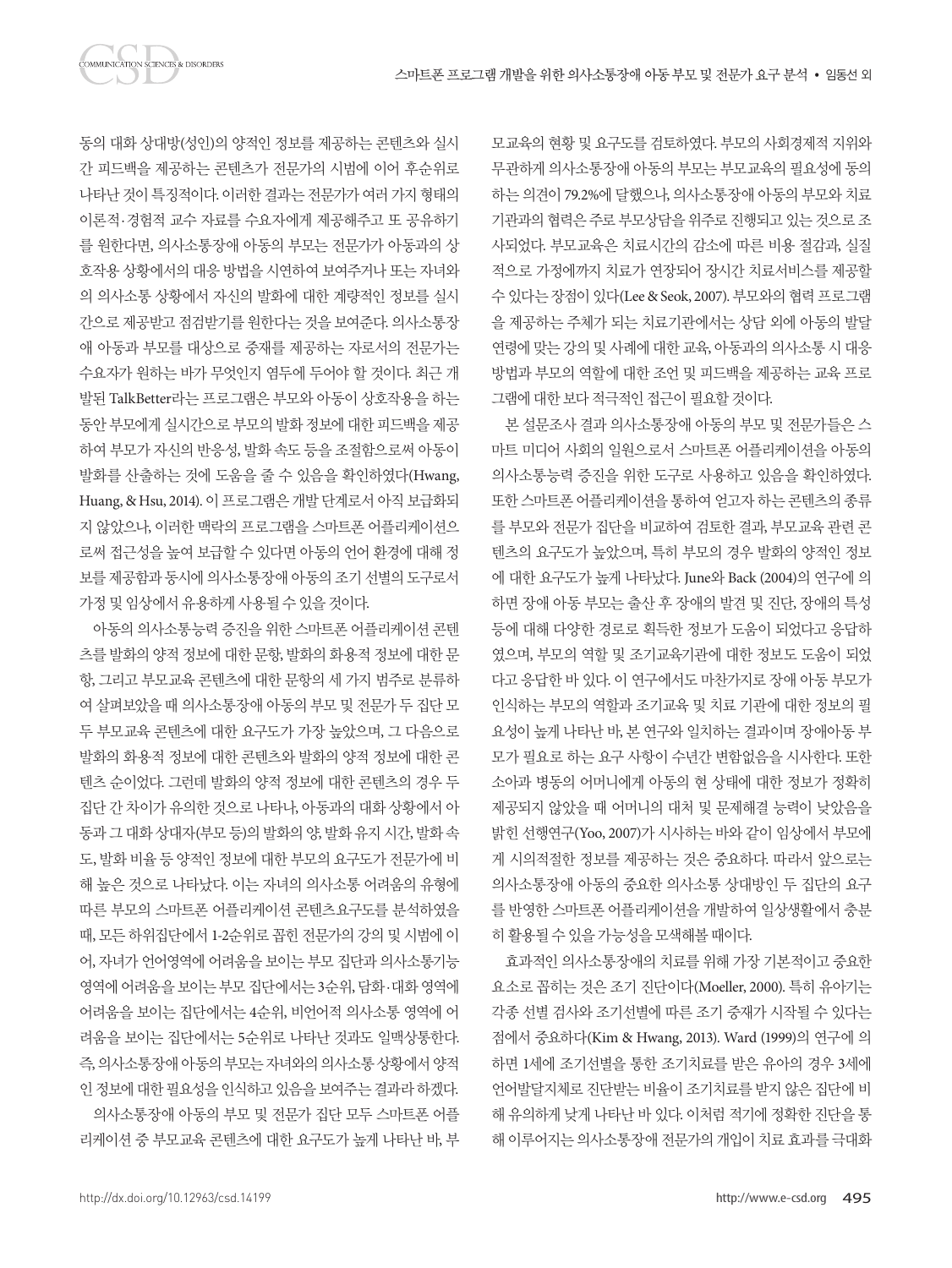동의 대화 상대방(성인)의 양적인 정보를 제공하는 콘텐츠와 실시간 피드백을 제공하는 콘텐츠가 전문가의 시범에 이어 후순위로 나타난 것이 특징적이다. 이러한 결과는 전문가가 여러 가지 형태의 이론적·경험적 교수 자료를 수요자에게 제공해주고 또 공유하기를 원한다면, 의사소통장애 아동의 부모는 전문가가 아동과의 상호작용 상황에서의 대응 방법을 시연하여 보여주거나 또는 자녀와의 의사소통 상황에서 자신의 발화에 대한 계량적인 정보를 실시간으로 제공받고 점검받기를 원한다는 것을 보여준다. 의사소통장애 아동과 부모를 대상으로 중재를 제공하는 자로서의 전문가는 수요자가 원하는 바가 무엇인지 염두에 두어야 할 것이다. 최근 개발된 TalkBetter라는 프로그램은 부모와 아동이 상호작용을 하는 동안 부모에게 실시간으로 부모의 발화 정보에 대한 피드백을 제공하여 부모가 자신의 반응성, 발화 속도 등을 조절함으로써 아동이 발화를 산출하는 것에 도움을 줄 수 있음을 확인하였다(Hwang, Huang, & Hsu, 2014). 이 프로그램은 개발 단계로서 아직 보급화되지 않았으나, 이러한 맥락의 프로그램을 스마트폰 어플리케이션으로써 접근성을 높여 보급할 수 있다면 아동의 언어 환경에 대해 정보를 제공함과 동시에 의사소통장애 아동의 조기 선별의 도구로서 가정 및 임상에서 유용하게 사용될 수 있을 것이다.

아동의 의사소통능력 증진을 위한 스마트폰 어플리케이션 콘텐츠를 발화의 양적 정보에 대한 문항, 발화의 화용적 정보에 대한 문항, 그리고 부모교육 콘텐츠에 대한 문항의 세 가지 범주로 분류하여 살펴보았을 때 의사소통장애 아동의 부모 및 전문가 두 집단 모두 부모교육 콘텐츠에 대한 요구도가 가장 높았으며, 그 다음으로 발화의 화용적 정보에 대한 콘텐츠와 발화의 양적 정보에 대한 콘텐츠 순이었다. 그런데 발화의 양적 정보에 대한 콘텐츠의 경우 두 집단 간 차이가 유의한 것으로 나타나, 아동과의 대화 상황에서 아동과 그 대화 상대자(부모 등)의 발화의 양, 발화 유지 시간, 발화 속도, 발화 비율 등 양적인 정보에 대한 부모의 요구도가 전문가에 비해 높은 것으로 나타났다. 이는 자녀의 의사소통 어려움의 유형에 따른 부모의 스마트폰 어플리케이션 콘텐츠요구도를 분석하였을 때, 모든 하위집단에서 1-2순위로 꼽힌 전문가의 강의 및 시범에 이어, 자녀가 언어영역에 어려움을 보이는 부모 집단과 의사소통기능 영역에 어려움을 보이는 부모 집단에서는 3순위, 담화·대화 영역에 어려움을 보이는 집단에서는 4순위, 비언어적 의사소통 영역에 어려움을 보이는 집단에서는 5순위로 나타난 것과도 일맥상통한다. 즉, 의사소통장애 아동의 부모는 자녀와의 의사소통 상황에서 양적인 정보에 대한 필요성을 인식하고 있음을 보여주는 결과라 하겠다.

의사소통장애 아동의 부모 및 전문가 집단 모두 스마트폰 어플리케이션 중 부모교육 콘텐츠에 대한 요구도가 높게 나타난 바, 부모교육의 현황 및 요구도를 검토하였다. 부모의 사회경제적 지위와 무관하게 의사소통장애 아동의 부모는 부모교육의 필요성에 동의하는 의견이 79.2%에 달했으나, 의사소통장애 아동의 부모와 치료기관과의 협력은 주로 부모상담을 위주로 진행되고 있는 것으로 조사되었다. 부모교육은 치료시간의 감소에 따른 비용 절감과, 실질적으로 가정에까지 치료가 연장되어 장시간 치료서비스를 제공할 수 있다는 장점이 있다(Lee & Seok, 2007). 부모와의 협력 프로그램을 제공하는 주체가 되는 치료기관에서는 상담 외에 아동의 발달연령에 맞는 강의 및 사례에 대한 교육, 아동과의 의사소통 시 대응 방법과 부모의 역할에 대한 조언 및 피드백을 제공하는 교육 프로그램에 대한 보다 적극적인 접근이 필요할 것이다.

본 설문조사 결과 의사소통장애 아동의 부모 및 전문가들은 스마트 미디어 사회의 일원으로서 스마트폰 어플리케이션을 아동의 의사소통능력 증진을 위한 도구로 사용하고 있음을 확인하였다. 또한 스마트폰 어플리케이션을 통하여 얻고자 하는 콘텐츠의 종류를 부모와 전문가 집단을 비교하여 검토한 결과, 부모교육 관련 콘텐츠의 요구도가 높았으며, 특히 부모의 경우 발화의 양적인 정보에 대한 요구도가 높게 나타났다. June와 Back (2004)의 연구에 의하면 장애 아동 부모는 출산 후 장애의 발견 및 진단, 장애의 특성 등에 대해 다양한 경로로 획득한 정보가 도움이 되었다고 응답하였으며, 부모의 역할 및 조기교육기관에 대한 정보도 도움이 되었다고 응답한 바 있다. 이 연구에서도 마찬가지로 장애 아동 부모가 인식하는 부모의 역할과 조기교육 및 치료 기관에 대한 정보의 필요성이 높게 나타난 바, 본 연구와 일치하는 결과이며 장애아동 부모가 필요로 하는 요구 사항이 수년간 변함없음을 시사한다. 또한 소아과 병동의 어머니에게 아동의 현 상태에 대한 정보가 정확히 제공되지 않았을 때 어머니의 대처 및 문제해결 능력이 낮았음을 밝힌 선행연구(Yoo, 2007)가 시사하는 바와 같이 임상에서 부모에게 시의적절한 정보를 제공하는 것은 중요하다. 따라서 앞으로는 의사소통장애 아동의 중요한 의사소통 상대방인 두 집단의 요구를 반영한 스마트폰 어플리케이션을 개발하여 일상생활에서 충분히 활용될 수 있을 가능성을 모색해볼 때이다.

효과적인 의사소통장애의 치료를 위해 가장 기본적이고 중요한 요소로 꼽히는 것은 조기 진단이다(Moeller, 2000). 특히 유아기는 각종 선별 검사와 조기선별에 따른 조기 중재가 시작될 수 있다는 점에서 중요하다(Kim & Hwang, 2013). Ward (1999)의 연구에 의하면 1세에 조기선별을 통한 조기치료를 받은 유아의 경우 3세에 언어발달지체로 진단받는 비율이 조기치료를 받지 않은 집단에 비해 유의하게 낮게 나타난 바 있다. 이처럼 적기에 정확한 진단을 통해 이루어지는 의사소통장애 전문가의 개입이 치료 효과를 극대화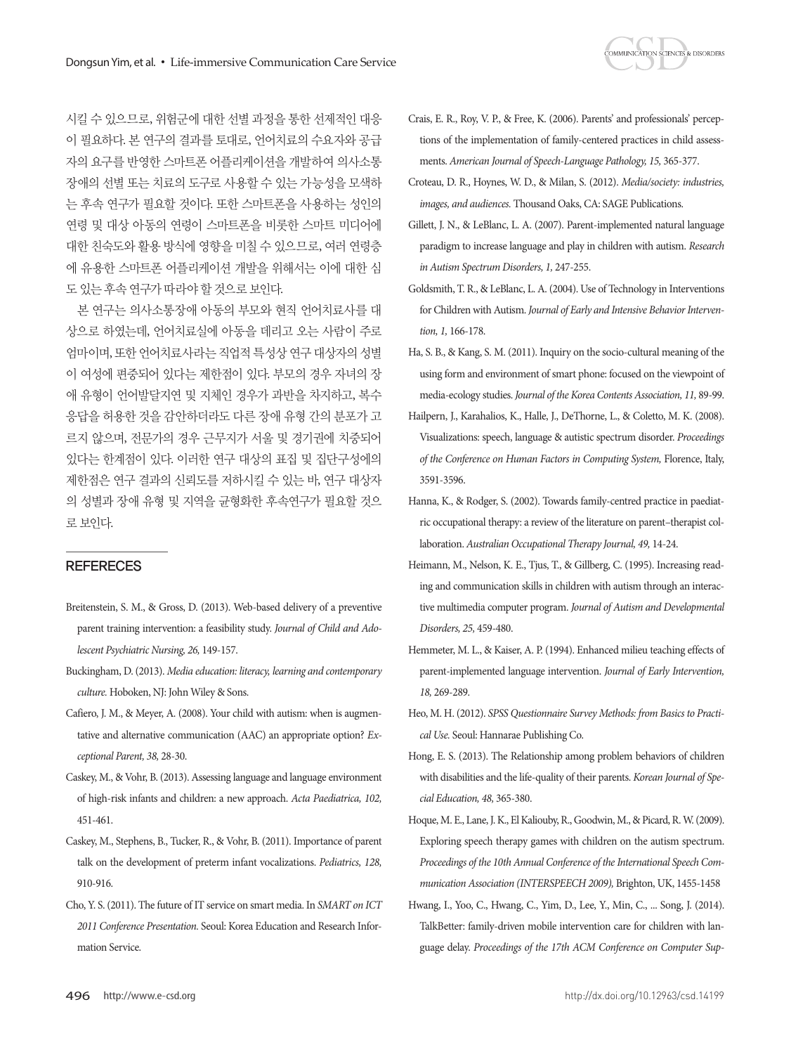시킬 수 있으므로, 위험군에 대한 선별 과정을 통한 선제적인 대응이 필요하다. 본 연구의 결과를 토대로, 언어치료의 수요자와 공급자의 요구를 반영한 스마트폰 어플리케이션을 개발하여 의사소통장애의 선별 또는 치료의 도구로 사용할 수 있는 가능성을 모색하는 후속 연구가 필요할 것이다. 또한 스마트폰을 사용하는 성인의 연령 및 대상 아동의 연령이 스마트폰을 비롯한 스마트 미디어에 대한 친숙도와 활용 방식에 영향을 미칠 수 있으므로, 여러 연령층에 유용한 스마트폰 어플리케이션 개발을 위해서는 이에 대한 심도 있는 후속 연구가 따라야 할 것으로 보인다.

본 연구는 의사소통장애 아동의 부모와 현직 언어치료사를 대상으로 하였는데, 언어치료실에 아동을 데리고 오는 사람이 주로 엄마이며, 또한 언어치료사라는 직업적 특성상 연구 대상자의 성별이 여성에 편중되어 있다는 제한점이 있다. 부모의 경우 자녀의 장애 유형이 언어발달지연 및 지체인 경우가 과반을 차지하고, 복수응답을 허용한 것을 감안하더라도 다른 장애 유형 간의 분포가 고르지 않으며, 전문가의 경우 근무지가 서울 및 경기권에 치중되어 있다는 한계점이 있다. 이러한 연구 대상의 표집 및 집단구성에의 제한점은 연구 결과의 신뢰도를 저하시킬 수 있는 바, 연구 대상자의 성별과 장애 유형 및 지역을 균형화한 후속연구가 필요할 것으로 보인다.

## REFERECES

Breitenstein, S. M., & Gross, D. (2013). Web-based delivery of a preventive parent training intervention: a feasibility study. *Journal of Child and Adolescent Psychiatric Nursing, 26,* 149-157.

Buckingham, D. (2013). *Media education: literacy, learning and contemporary culture.* Hoboken, NJ: John Wiley & Sons.

Cafiero, J. M., & Meyer, A. (2008). Your child with autism: when is augmentative and alternative communication (AAC) an appropriate option? *Exceptional Parent, 38,* 28-30.

Caskey, M., & Vohr, B. (2013). Assessing language and language environment of high-risk infants and children: a new approach. *Acta Paediatrica, 102,* 451-461.

Caskey, M., Stephens, B., Tucker, R., & Vohr, B. (2011). Importance of parent talk on the development of preterm infant vocalizations. *Pediatrics, 128,* 910-916.

Cho, Y. S. (2011). The future of IT service on smart media. In *SMART on ICT 2011 Conference Presentation.* Seoul: Korea Education and Research Information Service.

Crais, E. R., Roy, V. P., & Free, K. (2006). Parents' and professionals' perceptions of the implementation of family-centered practices in child assessments. *American Journal of Speech-Language Pathology, 15,* 365-377.

Croteau, D. R., Hoynes, W. D., & Milan, S. (2012). *Media/society: industries, images, and audiences.* Thousand Oaks, CA: SAGE Publications.

Gillett, J. N., & LeBlanc, L. A. (2007). Parent-implemented natural language paradigm to increase language and play in children with autism. *Research in Autism Spectrum Disorders, 1,* 247-255.

Goldsmith, T. R., & LeBlanc, L. A. (2004). Use of Technology in Interventions for Children with Autism. *Journal of Early and Intensive Behavior Intervention, 1,* 166-178.

Ha, S. B., & Kang, S. M. (2011). Inquiry on the socio-cultural meaning of the using form and environment of smart phone: focused on the viewpoint of media-ecology studies. *Journal of the Korea Contents Association, 11,* 89-99.

Hailpern, J., Karahalios, K., Halle, J., DeThorne, L., & Coletto, M. K. (2008). Visualizations: speech, language & autistic spectrum disorder. *Proceedings of the Conference on Human Factors in Computing System,* Florence, Italy, 3591-3596.

Hanna, K., & Rodger, S. (2002). Towards family-centred practice in paediatric occupational therapy: a review of the literature on parent–therapist collaboration. *Australian Occupational Therapy Journal, 49,* 14-24.

Heimann, M., Nelson, K. E., Tjus, T., & Gillberg, C. (1995). Increasing reading and communication skills in children with autism through an interactive multimedia computer program. *Journal of Autism and Developmental Disorders, 25,* 459-480.

Hemmeter, M. L., & Kaiser, A. P. (1994). Enhanced milieu teaching effects of parent-implemented language intervention. *Journal of Early Intervention, 18,* 269-289.

Heo, M. H. (2012). *SPSS Questionnaire Survey Methods: from Basics to Practical Use.* Seoul: Hannarae Publishing Co.

Hong, E. S. (2013). The Relationship among problem behaviors of children with disabilities and the life-quality of their parents. *Korean Journal of Special Education, 48,* 365-380.

Hoque, M. E., Lane, J. K., El Kaliouby, R., Goodwin, M., & Picard, R. W. (2009). Exploring speech therapy games with children on the autism spectrum. *Proceedings of the 10th Annual Conference of the International Speech Communication Association (INTERSPEECH 2009),* Brighton, UK, 1455-1458

Hwang, I., Yoo, C., Hwang, C., Yim, D., Lee, Y., Min, C., ... Song, J. (2014). TalkBetter: family-driven mobile intervention care for children with language delay. *Proceedings of the 17th ACM Conference on Computer Sup-*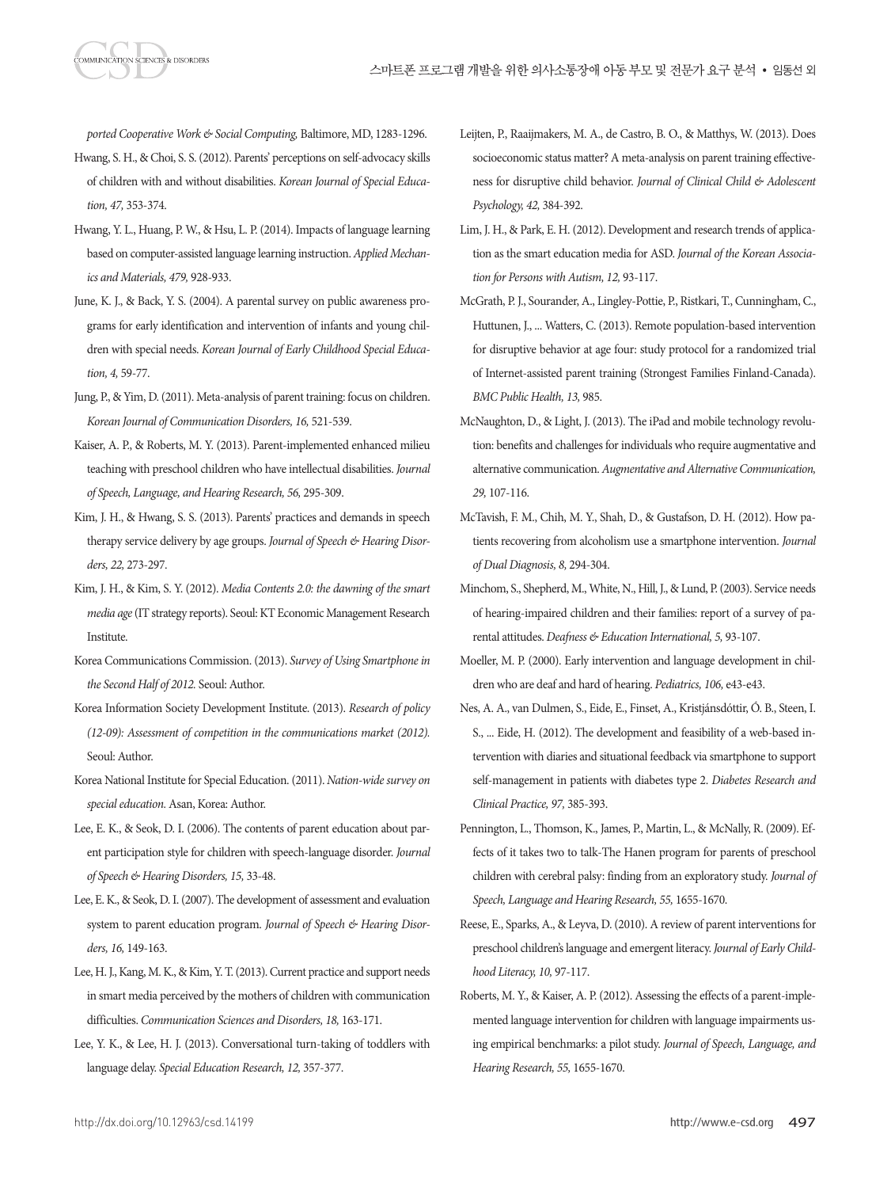*ported Cooperative Work & Social Computing,* Baltimore, MD, 1283-1296.

Hwang, S. H., & Choi, S. S. (2012). Parents' perceptions on self-advocacy skills of children with and without disabilities. *Korean Journal of Special Education, 47,* 353-374.

Hwang, Y. L., Huang, P. W., & Hsu, L. P. (2014). Impacts of language learning based on computer-assisted language learning instruction. *Applied Mechanics and Materials, 479,* 928-933.

June, K. J., & Back, Y. S. (2004). A parental survey on public awareness programs for early identification and intervention of infants and young children with special needs. *Korean Journal of Early Childhood Special Education, 4,* 59-77.

Jung, P., & Yim, D. (2011). Meta-analysis of parent training: focus on children. *Korean Journal of Communication Disorders, 16,* 521-539.

Kaiser, A. P., & Roberts, M. Y. (2013). Parent-implemented enhanced milieu teaching with preschool children who have intellectual disabilities. *Journal of Speech, Language, and Hearing Research, 56,* 295-309.

Kim, J. H., & Hwang, S. S. (2013). Parents' practices and demands in speech therapy service delivery by age groups. *Journal of Speech & Hearing Disorders, 22,* 273-297.

Kim, J. H., & Kim, S. Y. (2012). *Media Contents 2.0: the dawning of the smart media age* (IT strategy reports). Seoul: KT Economic Management Research Institute.

Korea Communications Commission. (2013). *Survey of Using Smartphone in the Second Half of 2012.* Seoul: Author.

Korea Information Society Development Institute. (2013). *Research of policy (12-09): Assessment of competition in the communications market (2012).* Seoul: Author.

Korea National Institute for Special Education. (2011). *Nation-wide survey on special education.* Asan, Korea: Author.

Lee, E. K., & Seok, D. I. (2006). The contents of parent education about parent participation style for children with speech-language disorder. *Journal of Speech & Hearing Disorders, 15,* 33-48.

Lee, E. K., & Seok, D. I. (2007). The development of assessment and evaluation system to parent education program. *Journal of Speech & Hearing Disorders, 16,* 149-163.

Lee, H. J., Kang, M. K., & Kim, Y. T. (2013). Current practice and support needs in smart media perceived by the mothers of children with communication difficulties. *Communication Sciences and Disorders, 18,* 163-171.

Lee, Y. K., & Lee, H. J. (2013). Conversational turn-taking of toddlers with language delay. *Special Education Research, 12,* 357-377.

Leijten, P., Raaijmakers, M. A., de Castro, B. O., & Matthys, W. (2013). Does socioeconomic status matter? A meta-analysis on parent training effectiveness for disruptive child behavior. *Journal of Clinical Child & Adolescent Psychology, 42,* 384-392.

Lim, J. H., & Park, E. H. (2012). Development and research trends of application as the smart education media for ASD. *Journal of the Korean Association for Persons with Autism, 12,* 93-117.

McGrath, P. J., Sourander, A., Lingley-Pottie, P., Ristkari, T., Cunningham, C., Huttunen, J., ... Watters, C. (2013). Remote population-based intervention for disruptive behavior at age four: study protocol for a randomized trial of Internet-assisted parent training (Strongest Families Finland-Canada). *BMC Public Health, 13,* 985.

McNaughton, D., & Light, J. (2013). The iPad and mobile technology revolution: benefits and challenges for individuals who require augmentative and alternative communication. *Augmentative and Alternative Communication, 29,* 107-116.

McTavish, F. M., Chih, M. Y., Shah, D., & Gustafson, D. H. (2012). How patients recovering from alcoholism use a smartphone intervention. *Journal of Dual Diagnosis, 8,* 294-304.

Minchom, S., Shepherd, M., White, N., Hill, J., & Lund, P. (2003). Service needs of hearing-impaired children and their families: report of a survey of parental attitudes. *Deafness & Education International, 5,* 93-107.

Moeller, M. P. (2000). Early intervention and language development in children who are deaf and hard of hearing. *Pediatrics, 106,* e43-e43.

Nes, A. A., van Dulmen, S., Eide, E., Finset, A., Kristjánsdóttir, Ó. B., Steen, I. S., ... Eide, H. (2012). The development and feasibility of a web-based intervention with diaries and situational feedback via smartphone to support self-management in patients with diabetes type 2. *Diabetes Research and Clinical Practice, 97,* 385-393.

Pennington, L., Thomson, K., James, P., Martin, L., & McNally, R. (2009). Effects of it takes two to talk-The Hanen program for parents of preschool children with cerebral palsy: finding from an exploratory study. *Journal of Speech, Language and Hearing Research, 55,* 1655-1670.

Reese, E., Sparks, A., & Leyva, D. (2010). A review of parent interventions for preschool children's language and emergent literacy. *Journal of Early Childhood Literacy, 10,* 97-117.

Roberts, M. Y., & Kaiser, A. P. (2012). Assessing the effects of a parent-implemented language intervention for children with language impairments using empirical benchmarks: a pilot study. *Journal of Speech, Language, and Hearing Research, 55,* 1655-1670.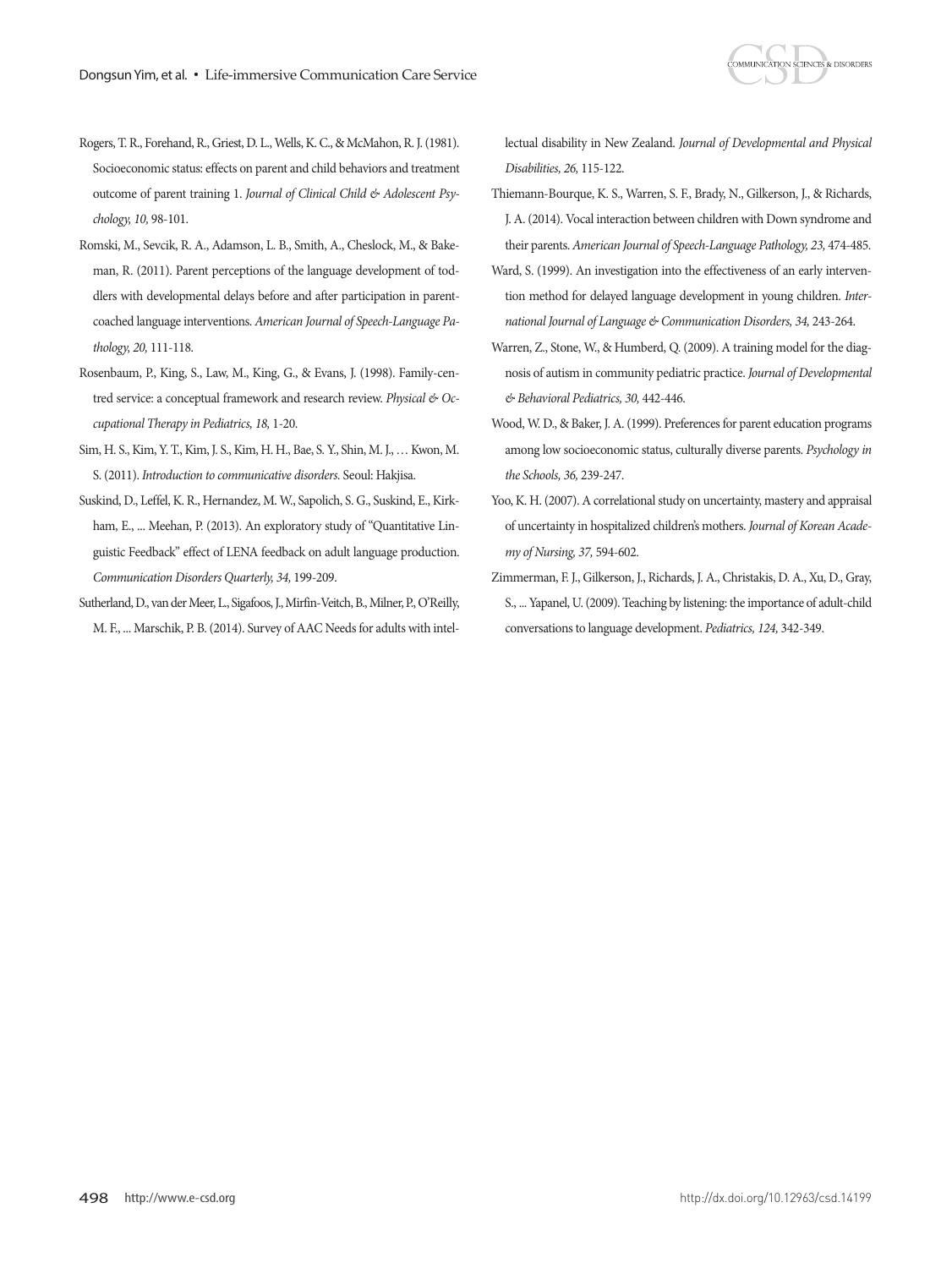Rogers, T. R., Forehand, R., Griest, D. L., Wells, K. C., & McMahon, R. J. (1981). Socioeconomic status: effects on parent and child behaviors and treatment outcome of parent training 1. *Journal of Clinical Child & Adolescent Psychology, 10,* 98-101.

Romski, M., Sevcik, R. A., Adamson, L. B., Smith, A., Cheslock, M., & Bakeman, R. (2011). Parent perceptions of the language development of toddlers with developmental delays before and after participation in parent-coached language interventions. *American Journal of Speech-Language Pathology, 20,* 111-118.

Rosenbaum, P., King, S., Law, M., King, G., & Evans, J. (1998). Family-centred service: a conceptual framework and research review. *Physical & Occupational Therapy in Pediatrics, 18,* 1-20.

Sim, H. S., Kim, Y. T., Kim, J. S., Kim, H. H., Bae, S. Y., Shin, M. J., … Kwon, M. S. (2011). *Introduction to communicative disorders.* Seoul: Hakjisa.

Suskind, D., Leffel, K. R., Hernandez, M. W., Sapolich, S. G., Suskind, E., Kirkham, E., ... Meehan, P. (2013). An exploratory study of "Quantitative Linguistic Feedback" effect of LENA feedback on adult language production. *Communication Disorders Quarterly, 34,* 199-209.

Sutherland, D., van der Meer, L., Sigafoos, J., Mirfin-Veitch, B., Milner, P., O'Reilly, M. F., ... Marschik, P. B. (2014). Survey of AAC Needs for adults with intellectual disability in New Zealand. *Journal of Developmental and Physical Disabilities, 26,* 115-122.

Thiemann-Bourque, K. S., Warren, S. F., Brady, N., Gilkerson, J., & Richards, J. A. (2014). Vocal interaction between children with Down syndrome and their parents. *American Journal of Speech-Language Pathology, 23,* 474-485.

Ward, S. (1999). An investigation into the effectiveness of an early intervention method for delayed language development in young children. *International Journal of Language & Communication Disorders, 34,* 243-264.

Warren, Z., Stone, W., & Humberd, Q. (2009). A training model for the diagnosis of autism in community pediatric practice. *Journal of Developmental & Behavioral Pediatrics, 30,* 442-446.

Wood, W. D., & Baker, J. A. (1999). Preferences for parent education programs among low socioeconomic status, culturally diverse parents. *Psychology in the Schools, 36,* 239-247.

Yoo, K. H. (2007). A correlational study on uncertainty, mastery and appraisal of uncertainty in hospitalized children's mothers. *Journal of Korean Academy of Nursing, 37,* 594-602.

Zimmerman, F. J., Gilkerson, J., Richards, J. A., Christakis, D. A., Xu, D., Gray, S., ... Yapanel, U. (2009). Teaching by listening: the importance of adult-child conversations to language development. *Pediatrics, 124,* 342-349.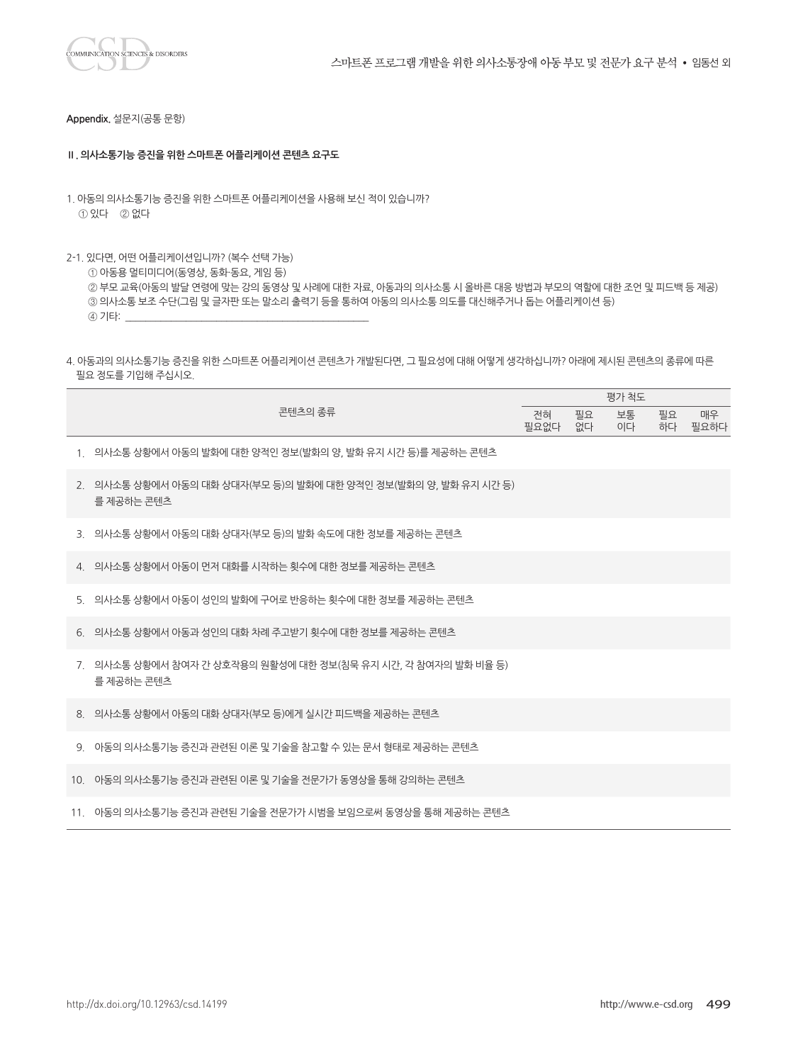**Appendix.** 설문지(공통 문항)

**Ⅱ. 의사소통기능 증진을 위한 스마트폰 어플리케이션 콘텐츠 요구도**

1. 아동의 의사소통기능 증진을 위한 스마트폰 어플리케이션을 사용해 보신 적이 있습니까?
   ① 있다 ② 없다

2-1. 있다면, 어떤 어플리케이션입니까? (복수 선택 가능)
   ① 아동용 멀티미디어(동영상, 동화·동요, 게임 등)
   ② 부모 교육(아동의 발달 연령에 맞는 강의 동영상 및 사례에 대한 자료, 아동과의 의사소통 시 올바른 대응 방법과 부모의 역할에 대한 조언 및 피드백 등 제공)
   ③ 의사소통 보조 수단(그림 및 글자판 또는 말소리 출력기 등을 통하여 아동의 의사소통 의도를 대신해주거나 돕는 어플리케이션 등)
   ④ 기타: ____________________

4. 아동과의 의사소통기능 증진을 위한 스마트폰 어플리케이션 콘텐츠가 개발된다면, 그 필요성에 대해 어떻게 생각하십니까? 아래에 제시된 콘텐츠의 종류에 따른 필요 정도를 기입해 주십시오.

| 콘텐츠의 종류 | 평가 척도 | | | | |
|---|---|---|---|---|---|
| | 전혀 필요없다 | 필요 없다 | 보통 이다 | 필요 하다 | 매우 필요하다 |
| 1. 의사소통 상황에서 아동의 발화에 대한 양적인 정보(발화의 양, 발화 유지 시간 등)를 제공하는 콘텐츠 | | | | | |
| 2. 의사소통 상황에서 아동의 대화 상대자(부모 등)의 발화에 대한 양적인 정보(발화의 양, 발화 유지 시간 등)를 제공하는 콘텐츠 | | | | | |
| 3. 의사소통 상황에서 아동의 대화 상대자(부모 등)의 발화 속도에 대한 정보를 제공하는 콘텐츠 | | | | | |
| 4. 의사소통 상황에서 아동이 먼저 대화를 시작하는 횟수에 대한 정보를 제공하는 콘텐츠 | | | | | |
| 5. 의사소통 상황에서 아동이 성인의 발화에 구어로 반응하는 횟수에 대한 정보를 제공하는 콘텐츠 | | | | | |
| 6. 의사소통 상황에서 아동과 성인의 대화 차례 주고받기 횟수에 대한 정보를 제공하는 콘텐츠 | | | | | |
| 7. 의사소통 상황에서 참여자 간 상호작용의 원활성에 대한 정보(침묵 유지 시간, 각 참여자의 발화 비율 등)를 제공하는 콘텐츠 | | | | | |
| 8. 의사소통 상황에서 아동의 대화 상대자(부모 등)에게 실시간 피드백을 제공하는 콘텐츠 | | | | | |
| 9. 아동의 의사소통기능 증진과 관련된 이론 및 기술을 참고할 수 있는 문서 형태로 제공하는 콘텐츠 | | | | | |
| 10. 아동의 의사소통기능 증진과 관련된 이론 및 기술을 전문가가 동영상을 통해 강의하는 콘텐츠 | | | | | |
| 11. 아동의 의사소통기능 증진과 관련된 기술을 전문가가 시범을 보임으로써 동영상을 통해 제공하는 콘텐츠 | | | | | |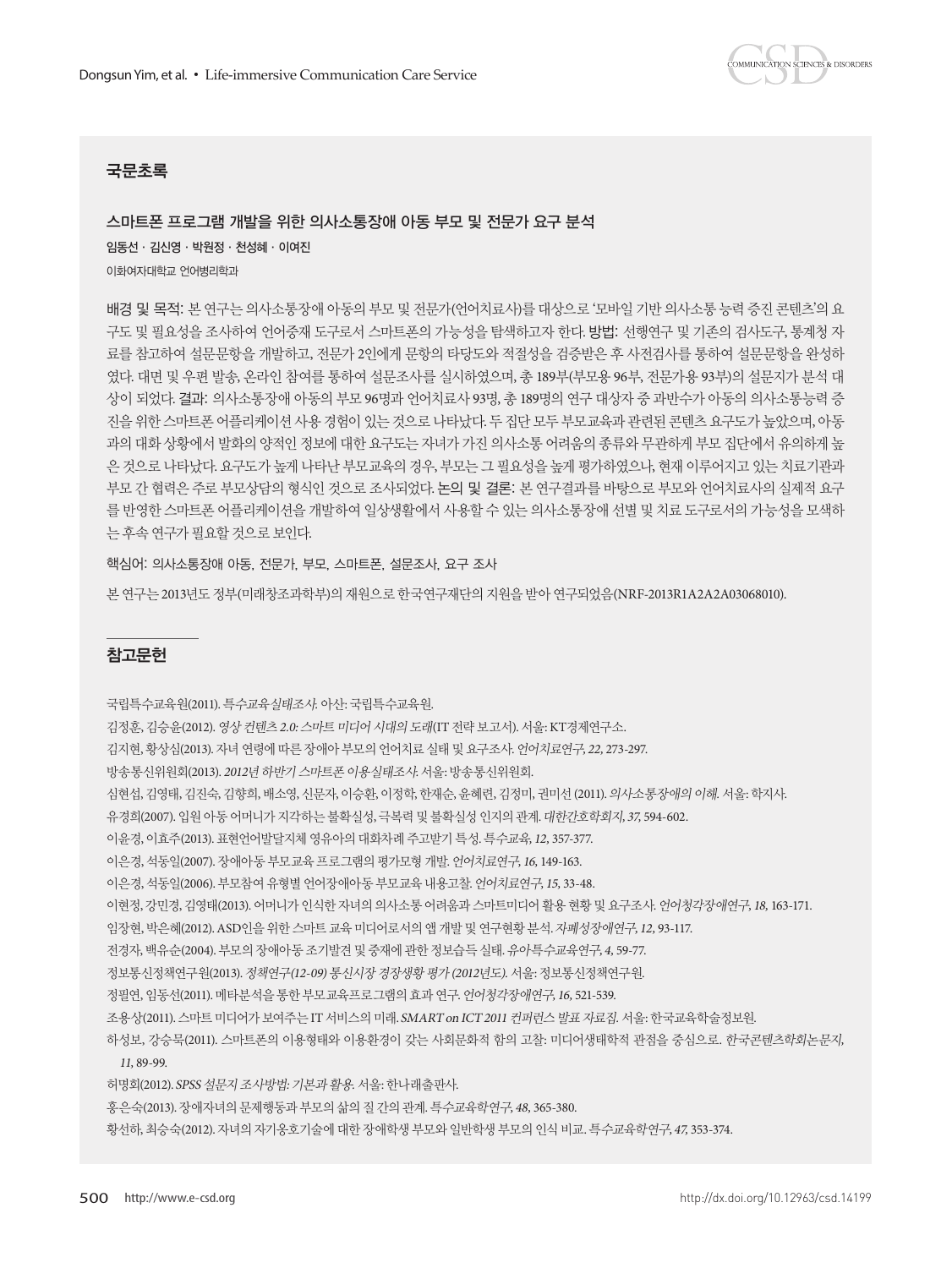## 국문초록

### 스마트폰 프로그램 개발을 위한 의사소통장애 아동 부모 및 전문가 요구 분석

임동선 · 김신영 · 박원정 · 천성혜 · 이여진

이화여자대학교 언어병리학과

**배경 및 목적:** 본 연구는 의사소통장애 아동의 부모 및 전문가(언어치료사)를 대상으로 '모바일 기반 의사소통 능력 증진 콘텐츠'의 요구도 및 필요성을 조사하여 언어중재 도구로서 스마트폰의 가능성을 탐색하고자 한다. **방법:** 선행연구 및 기존의 검사도구, 통계청 자료를 참고하여 설문문항을 개발하고, 전문가 2인에게 문항의 타당도와 적절성을 검증받은 후 사전검사를 통하여 설문문항을 완성하였다. 대면 및 우편 발송, 온라인 참여를 통하여 설문조사를 실시하였으며, 총 189부(부모용 96부, 전문가용 93부)의 설문지가 분석 대상이 되었다. **결과:** 의사소통장애 아동의 부모 96명과 언어치료사 93명, 총 189명의 연구 대상자 중 과반수가 아동의 의사소통능력 증진을 위한 스마트폰 어플리케이션 사용 경험이 있는 것으로 나타났다. 두 집단 모두 부모교육과 관련된 콘텐츠 요구도가 높았으며, 아동과의 대화 상황에서 발화의 양적인 정보에 대한 요구도는 자녀가 가진 의사소통 어려움의 종류와 무관하게 부모 집단에서 유의하게 높은 것으로 나타났다. 요구도가 높게 나타난 부모교육의 경우, 부모는 그 필요성을 높게 평가하였으나, 현재 이루어지고 있는 치료기관과 부모 간 협력은 주로 부모상담의 형식인 것으로 조사되었다. **논의 및 결론:** 본 연구결과를 바탕으로 부모와 언어치료사의 실제적 요구를 반영한 스마트폰 어플리케이션을 개발하여 일상생활에서 사용할 수 있는 의사소통장애 선별 및 치료 도구로서의 가능성을 모색하는 후속 연구가 필요할 것으로 보인다.

**핵심어:** 의사소통장애 아동, 전문가, 부모, 스마트폰, 설문조사, 요구 조사

본 연구는 2013년도 정부(미래창조과학부)의 재원으로 한국연구재단의 지원을 받아 연구되었음(NRF-2013R1A2A2A03068010).

## 참고문헌

국립특수교육원(2011). *특수교육실태조사.* 아산: 국립특수교육원.

김정훈, 김승윤(2012). *영상 컨텐츠 2.0: 스마트 미디어 시대의 도래*(IT 전략 보고서). 서울: KT경제연구소.

김지현, 황상심(2013). 자녀 연령에 따른 장애아 부모의 언어치료 실태 및 요구조사. *언어치료연구, 22,* 273-297.

방송통신위원회(2013). *2012년 하반기 스마트폰 이용실태조사.* 서울: 방송통신위원회.

심현섭, 김영태, 김진숙, 김향희, 배소영, 신문자, 이승환, 이정학, 한재순, 윤혜련, 김정미, 권미선 (2011). *의사소통장애의 이해.* 서울: 학지사.

유경희(2007). 입원 아동 어머니가 지각하는 불확실성, 극복력 및 불확실성 인지의 관계. *대한간호학회지, 37,* 594-602.

이윤경, 이효주(2013). 표현언어발달지체 영유아의 대화차례 주고받기 특성. *특수교육, 12,* 357-377.

이은경, 석동일(2007). 장애아동 부모교육 프로그램의 평가모형 개발. *언어치료연구, 16,* 149-163.

이은경, 석동일(2006). 부모참여 유형별 언어장애아동 부모교육 내용고찰. *언어치료연구, 15,* 33-48.

이현정, 강민경, 김영태(2013). 어머니가 인식한 자녀의 의사소통 어려움과 스마트미디어 활용 현황 및 요구조사. *언어청각장애연구, 18,* 163-171.

임장현, 박은혜(2012). ASD인을 위한 스마트 교육 미디어로서의 앱 개발 및 연구현황 분석. *자폐성장애연구, 12,* 93-117.

전경자, 백유순(2004). 부모의 장애아동 조기발견 및 중재에 관한 정보습득 실태. *유아특수교육연구, 4,* 59-77.

정보통신정책연구원(2013). *정책연구(12-09) 통신시장 경쟁상황 평가 (2012년도).* 서울: 정보통신정책연구원.

정필연, 임동선(2011). 메타분석을 통한 부모교육프로그램의 효과 연구. *언어청각장애연구, 16,* 521-539.

조용상(2011). 스마트 미디어가 보여주는 IT 서비스의 미래. *SMART on ICT 2011 컨퍼런스 발표 자료집.* 서울: 한국교육학술정보원.

하성보, 강승묵(2011). 스마트폰의 이용형태와 이용환경이 갖는 사회문화적 함의 고찰: 미디어생태학적 관점을 중심으로. *한국콘텐츠학회논문지, 11,* 89-99.

허명회(2012). *SPSS 설문지 조사방법: 기본과 활용.* 서울: 한나래출판사.

홍은숙(2013). 장애자녀의 문제행동과 부모의 삶의 질 간의 관계. *특수교육학연구, 48,* 365-380.

황선하, 최승숙(2012). 자녀의 자기옹호기술에 대한 장애학생 부모와 일반학생 부모의 인식 비교. *특수교육학연구, 47,* 353-374.